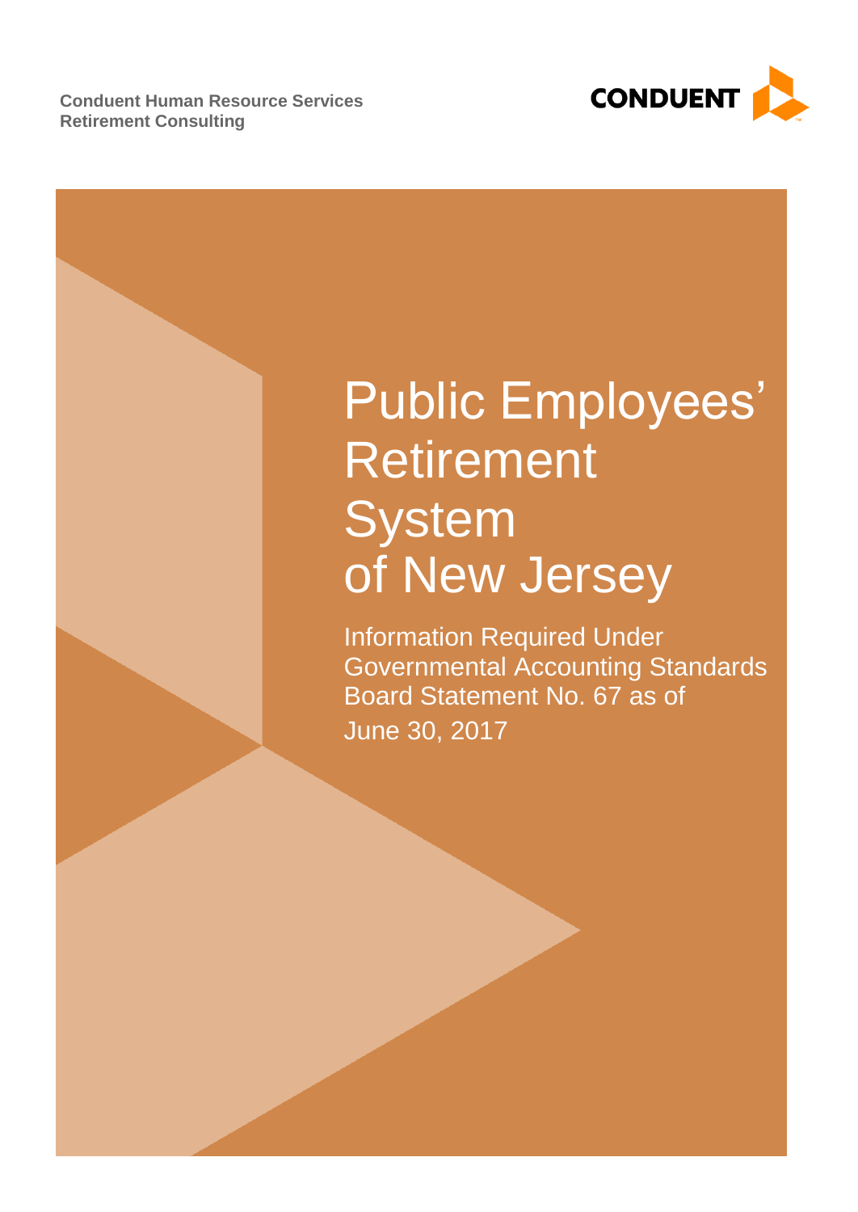Conduent Human Resource Services
Retirement Consulting

CONDUENT

# Public Employees' Retirement System of New Jersey

Information Required Under Governmental Accounting Standards Board Statement No. 67 as of June 30, 2017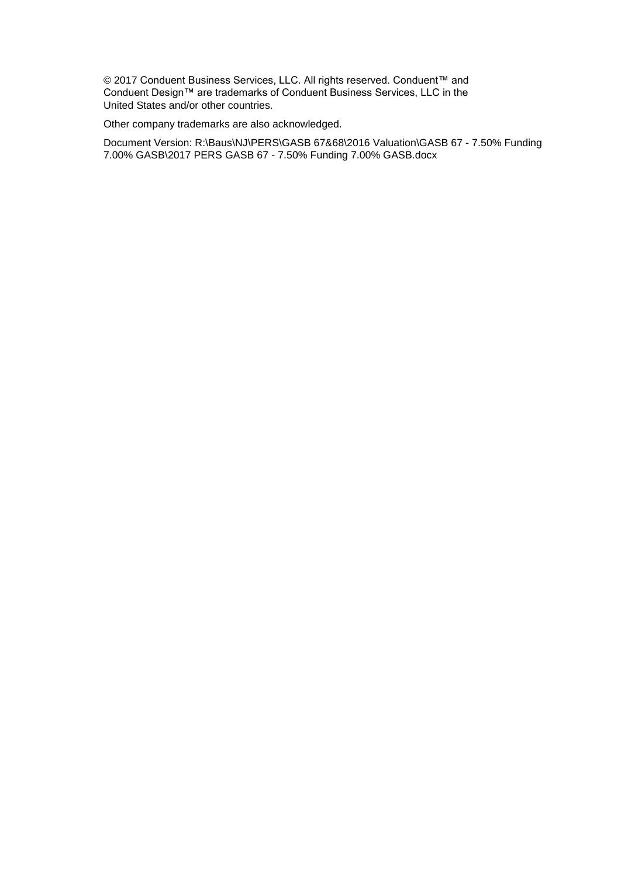© 2017 Conduent Business Services, LLC. All rights reserved. Conduent™ and Conduent Design™ are trademarks of Conduent Business Services, LLC in the United States and/or other countries.

Other company trademarks are also acknowledged.

Document Version: R:\Baus\NJ\PERS\GASB 67&68\2016 Valuation\GASB 67 - 7.50% Funding 7.00% GASB\2017 PERS GASB 67 - 7.50% Funding 7.00% GASB.docx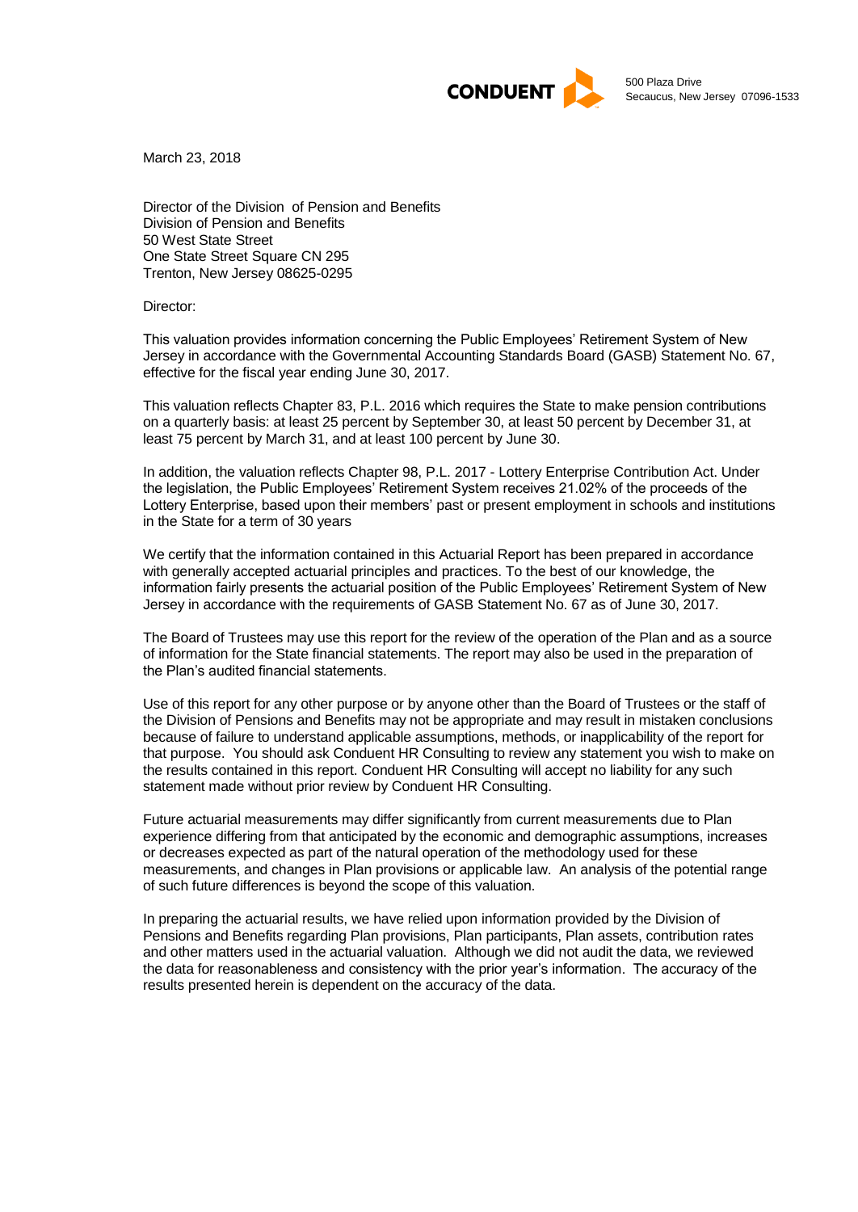CONDUENT

500 Plaza Drive
Secaucus, New Jersey 07096-1533

March 23, 2018

Director of the Division of Pension and Benefits
Division of Pension and Benefits
50 West State Street
One State Street Square CN 295
Trenton, New Jersey 08625-0295

Director:

This valuation provides information concerning the Public Employees' Retirement System of New Jersey in accordance with the Governmental Accounting Standards Board (GASB) Statement No. 67, effective for the fiscal year ending June 30, 2017.

This valuation reflects Chapter 83, P.L. 2016 which requires the State to make pension contributions on a quarterly basis: at least 25 percent by September 30, at least 50 percent by December 31, at least 75 percent by March 31, and at least 100 percent by June 30.

In addition, the valuation reflects Chapter 98, P.L. 2017 - Lottery Enterprise Contribution Act. Under the legislation, the Public Employees' Retirement System receives 21.02% of the proceeds of the Lottery Enterprise, based upon their members' past or present employment in schools and institutions in the State for a term of 30 years

We certify that the information contained in this Actuarial Report has been prepared in accordance with generally accepted actuarial principles and practices. To the best of our knowledge, the information fairly presents the actuarial position of the Public Employees' Retirement System of New Jersey in accordance with the requirements of GASB Statement No. 67 as of June 30, 2017.

The Board of Trustees may use this report for the review of the operation of the Plan and as a source of information for the State financial statements. The report may also be used in the preparation of the Plan's audited financial statements.

Use of this report for any other purpose or by anyone other than the Board of Trustees or the staff of the Division of Pensions and Benefits may not be appropriate and may result in mistaken conclusions because of failure to understand applicable assumptions, methods, or inapplicability of the report for that purpose. You should ask Conduent HR Consulting to review any statement you wish to make on the results contained in this report. Conduent HR Consulting will accept no liability for any such statement made without prior review by Conduent HR Consulting.

Future actuarial measurements may differ significantly from current measurements due to Plan experience differing from that anticipated by the economic and demographic assumptions, increases or decreases expected as part of the natural operation of the methodology used for these measurements, and changes in Plan provisions or applicable law. An analysis of the potential range of such future differences is beyond the scope of this valuation.

In preparing the actuarial results, we have relied upon information provided by the Division of Pensions and Benefits regarding Plan provisions, Plan participants, Plan assets, contribution rates and other matters used in the actuarial valuation. Although we did not audit the data, we reviewed the data for reasonableness and consistency with the prior year's information. The accuracy of the results presented herein is dependent on the accuracy of the data.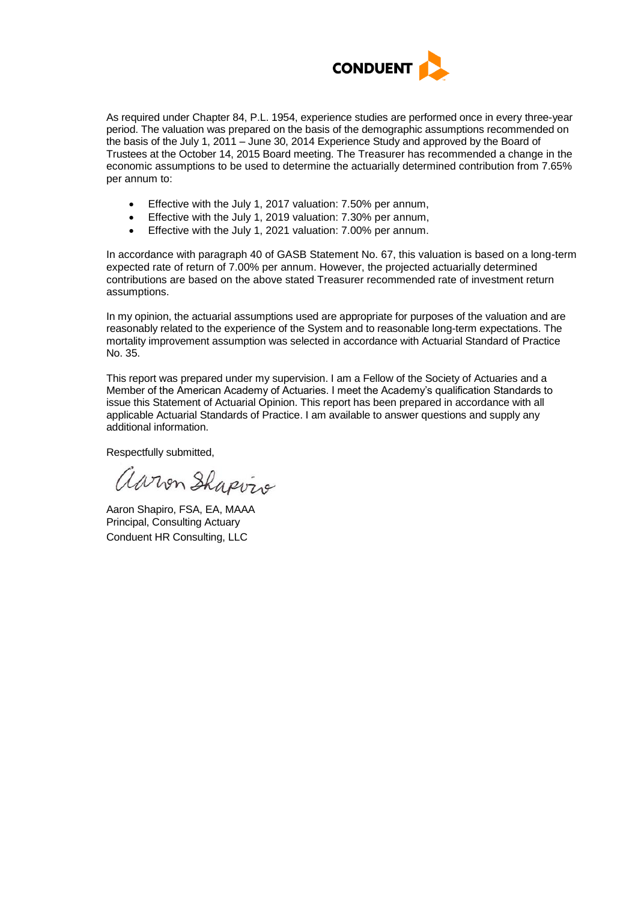As required under Chapter 84, P.L. 1954, experience studies are performed once in every three-year period. The valuation was prepared on the basis of the demographic assumptions recommended on the basis of the July 1, 2011 – June 30, 2014 Experience Study and approved by the Board of Trustees at the October 14, 2015 Board meeting. The Treasurer has recommended a change in the economic assumptions to be used to determine the actuarially determined contribution from 7.65% per annum to:

- Effective with the July 1, 2017 valuation: 7.50% per annum,
- Effective with the July 1, 2019 valuation: 7.30% per annum,
- Effective with the July 1, 2021 valuation: 7.00% per annum.

In accordance with paragraph 40 of GASB Statement No. 67, this valuation is based on a long-term expected rate of return of 7.00% per annum. However, the projected actuarially determined contributions are based on the above stated Treasurer recommended rate of investment return assumptions.

In my opinion, the actuarial assumptions used are appropriate for purposes of the valuation and are reasonably related to the experience of the System and to reasonable long-term expectations. The mortality improvement assumption was selected in accordance with Actuarial Standard of Practice No. 35.

This report was prepared under my supervision. I am a Fellow of the Society of Actuaries and a Member of the American Academy of Actuaries. I meet the Academy's qualification Standards to issue this Statement of Actuarial Opinion. This report has been prepared in accordance with all applicable Actuarial Standards of Practice. I am available to answer questions and supply any additional information.

Respectfully submitted,

Aaron Shapiro, FSA, EA, MAAA
Principal, Consulting Actuary
Conduent HR Consulting, LLC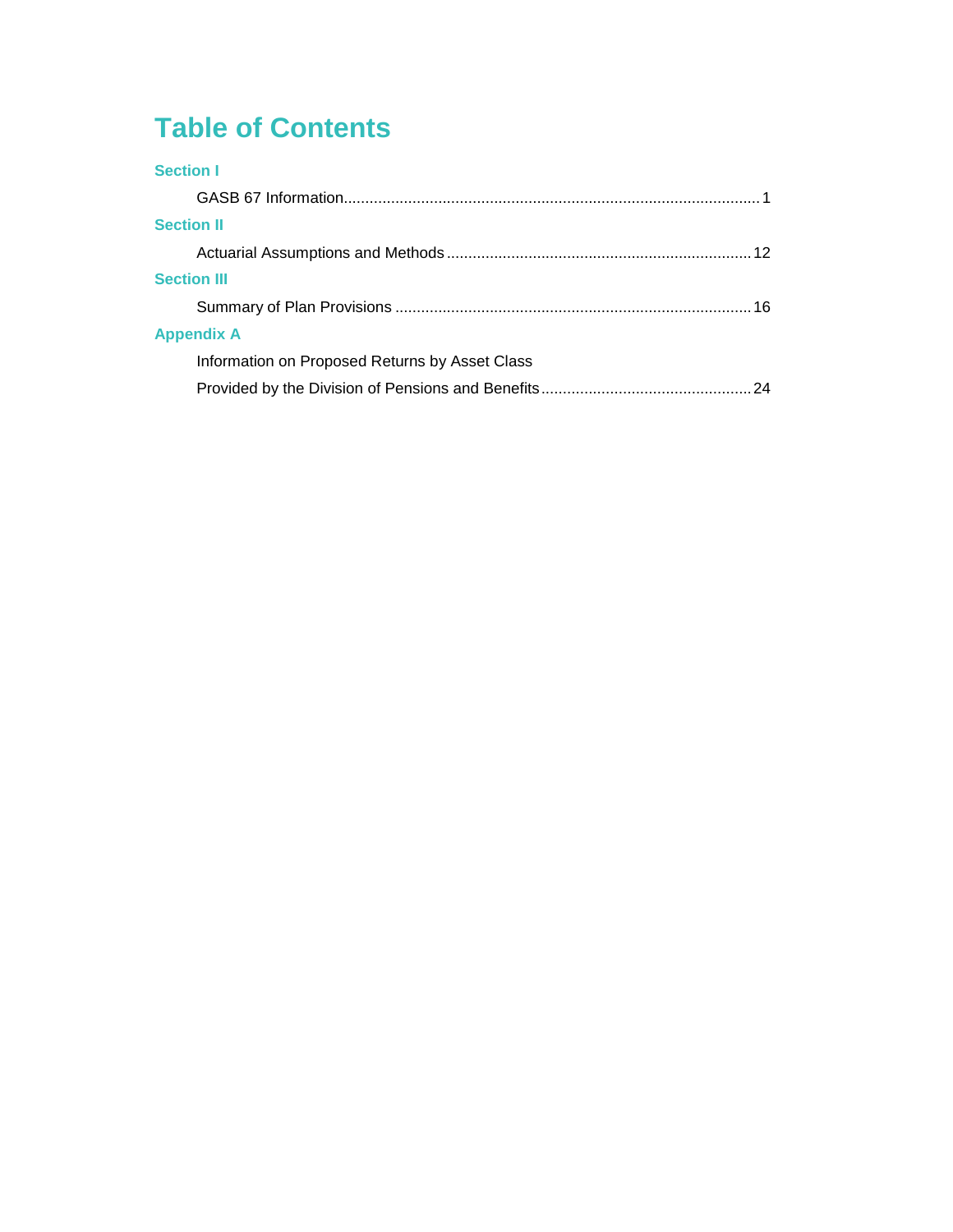# Table of Contents

**Section I**

GASB 67 Information....................................................................................................1

**Section II**

Actuarial Assumptions and Methods ......................................................................12

**Section III**

Summary of Plan Provisions ...................................................................................16

**Appendix A**

Information on Proposed Returns by Asset Class
Provided by the Division of Pensions and Benefits.................................................24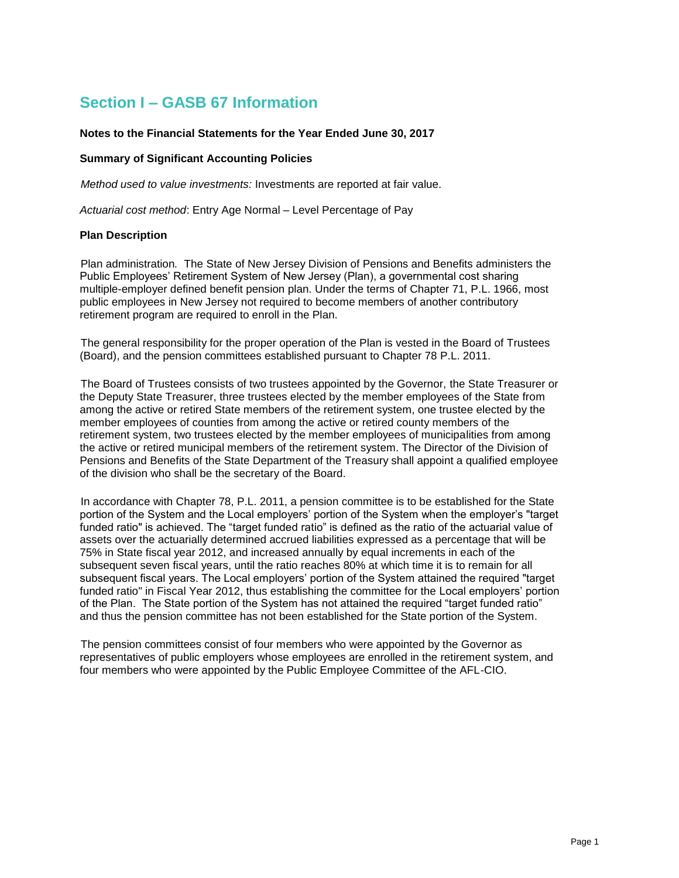# Section I – GASB 67 Information

**Notes to the Financial Statements for the Year Ended June 30, 2017**

**Summary of Significant Accounting Policies**

*Method used to value investments:* Investments are reported at fair value.

*Actuarial cost method*: Entry Age Normal – Level Percentage of Pay

**Plan Description**

Plan administration*.* The State of New Jersey Division of Pensions and Benefits administers the Public Employees' Retirement System of New Jersey (Plan), a governmental cost sharing multiple-employer defined benefit pension plan. Under the terms of Chapter 71, P.L. 1966, most public employees in New Jersey not required to become members of another contributory retirement program are required to enroll in the Plan.

The general responsibility for the proper operation of the Plan is vested in the Board of Trustees (Board), and the pension committees established pursuant to Chapter 78 P.L. 2011.

The Board of Trustees consists of two trustees appointed by the Governor, the State Treasurer or the Deputy State Treasurer, three trustees elected by the member employees of the State from among the active or retired State members of the retirement system, one trustee elected by the member employees of counties from among the active or retired county members of the retirement system, two trustees elected by the member employees of municipalities from among the active or retired municipal members of the retirement system. The Director of the Division of Pensions and Benefits of the State Department of the Treasury shall appoint a qualified employee of the division who shall be the secretary of the Board.

In accordance with Chapter 78, P.L. 2011, a pension committee is to be established for the State portion of the System and the Local employers' portion of the System when the employer's "target funded ratio" is achieved. The "target funded ratio" is defined as the ratio of the actuarial value of assets over the actuarially determined accrued liabilities expressed as a percentage that will be 75% in State fiscal year 2012, and increased annually by equal increments in each of the subsequent seven fiscal years, until the ratio reaches 80% at which time it is to remain for all subsequent fiscal years. The Local employers' portion of the System attained the required "target funded ratio" in Fiscal Year 2012, thus establishing the committee for the Local employers' portion of the Plan. The State portion of the System has not attained the required "target funded ratio" and thus the pension committee has not been established for the State portion of the System.

The pension committees consist of four members who were appointed by the Governor as representatives of public employers whose employees are enrolled in the retirement system, and four members who were appointed by the Public Employee Committee of the AFL-CIO.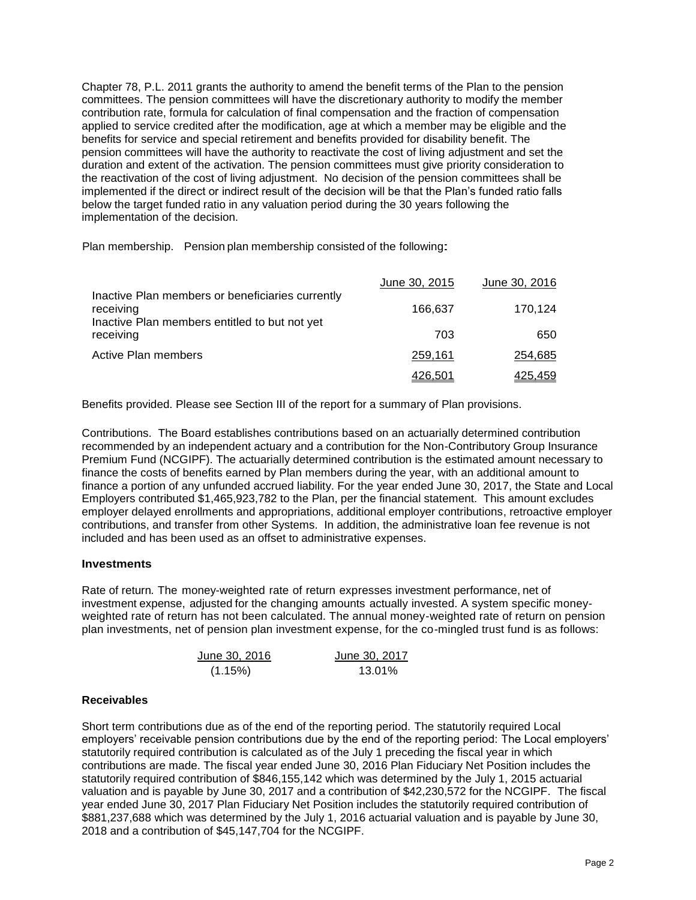Chapter 78, P.L. 2011 grants the authority to amend the benefit terms of the Plan to the pension committees. The pension committees will have the discretionary authority to modify the member contribution rate, formula for calculation of final compensation and the fraction of compensation applied to service credited after the modification, age at which a member may be eligible and the benefits for service and special retirement and benefits provided for disability benefit. The pension committees will have the authority to reactivate the cost of living adjustment and set the duration and extent of the activation. The pension committees must give priority consideration to the reactivation of the cost of living adjustment. No decision of the pension committees shall be implemented if the direct or indirect result of the decision will be that the Plan's funded ratio falls below the target funded ratio in any valuation period during the 30 years following the implementation of the decision.

Plan membership. Pension plan membership consisted of the following:

| | June 30, 2015 | June 30, 2016 |
|---|---|---|
| Inactive Plan members or beneficiaries currently receiving | 166,637 | 170,124 |
| Inactive Plan members entitled to but not yet receiving | 703 | 650 |
| Active Plan members | 259,161 | 254,685 |
| | 426,501 | 425,459 |

Benefits provided. Please see Section III of the report for a summary of Plan provisions.

Contributions. The Board establishes contributions based on an actuarially determined contribution recommended by an independent actuary and a contribution for the Non-Contributory Group Insurance Premium Fund (NCGIPF). The actuarially determined contribution is the estimated amount necessary to finance the costs of benefits earned by Plan members during the year, with an additional amount to finance a portion of any unfunded accrued liability. For the year ended June 30, 2017, the State and Local Employers contributed $1,465,923,782 to the Plan, per the financial statement. This amount excludes employer delayed enrollments and appropriations, additional employer contributions, retroactive employer contributions, and transfer from other Systems. In addition, the administrative loan fee revenue is not included and has been used as an offset to administrative expenses.

### Investments

Rate of return. The money-weighted rate of return expresses investment performance, net of investment expense, adjusted for the changing amounts actually invested. A system specific money-weighted rate of return has not been calculated. The annual money-weighted rate of return on pension plan investments, net of pension plan investment expense, for the co-mingled trust fund is as follows:

| June 30, 2016 | June 30, 2017 |
|---|---|
| (1.15%) | 13.01% |

### Receivables

Short term contributions due as of the end of the reporting period. The statutorily required Local employers' receivable pension contributions due by the end of the reporting period: The Local employers' statutorily required contribution is calculated as of the July 1 preceding the fiscal year in which contributions are made. The fiscal year ended June 30, 2016 Plan Fiduciary Net Position includes the statutorily required contribution of $846,155,142 which was determined by the July 1, 2015 actuarial valuation and is payable by June 30, 2017 and a contribution of $42,230,572 for the NCGIPF. The fiscal year ended June 30, 2017 Plan Fiduciary Net Position includes the statutorily required contribution of $881,237,688 which was determined by the July 1, 2016 actuarial valuation and is payable by June 30, 2018 and a contribution of $45,147,704 for the NCGIPF.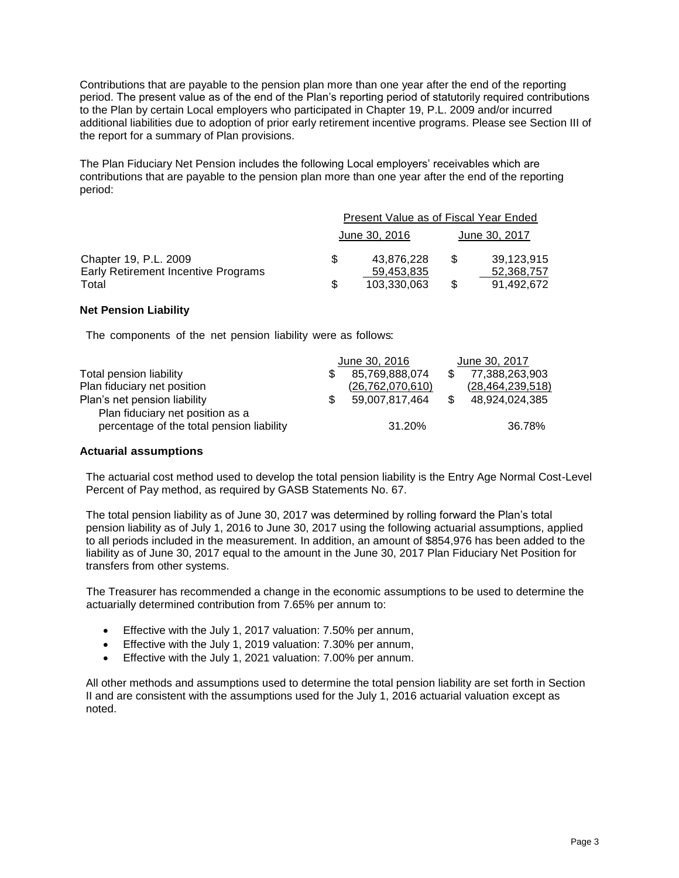Contributions that are payable to the pension plan more than one year after the end of the reporting period. The present value as of the end of the Plan's reporting period of statutorily required contributions to the Plan by certain Local employers who participated in Chapter 19, P.L. 2009 and/or incurred additional liabilities due to adoption of prior early retirement incentive programs. Please see Section III of the report for a summary of Plan provisions.

The Plan Fiduciary Net Pension includes the following Local employers' receivables which are contributions that are payable to the pension plan more than one year after the end of the reporting period:

| | Present Value as of Fiscal Year Ended | |
|---|---|---|
| | June 30, 2016 | June 30, 2017 |
| Chapter 19, P.L. 2009 | $ 43,876,228 | $ 39,123,915 |
| Early Retirement Incentive Programs | 59,453,835 | 52,368,757 |
| Total | $ 103,330,063 | $ 91,492,672 |

### Net Pension Liability

The components of the net pension liability were as follows:

| | June 30, 2016 | June 30, 2017 |
|---|---|---|
| Total pension liability | $ 85,769,888,074 | $ 77,388,263,903 |
| Plan fiduciary net position | (26,762,070,610) | (28,464,239,518) |
| Plan's net pension liability | $ 59,007,817,464 | $ 48,924,024,385 |
| Plan fiduciary net position as a percentage of the total pension liability | 31.20% | 36.78% |

### Actuarial assumptions

The actuarial cost method used to develop the total pension liability is the Entry Age Normal Cost-Level Percent of Pay method, as required by GASB Statements No. 67.

The total pension liability as of June 30, 2017 was determined by rolling forward the Plan's total pension liability as of July 1, 2016 to June 30, 2017 using the following actuarial assumptions, applied to all periods included in the measurement. In addition, an amount of $854,976 has been added to the liability as of June 30, 2017 equal to the amount in the June 30, 2017 Plan Fiduciary Net Position for transfers from other systems.

The Treasurer has recommended a change in the economic assumptions to be used to determine the actuarially determined contribution from 7.65% per annum to:

- Effective with the July 1, 2017 valuation: 7.50% per annum,
- Effective with the July 1, 2019 valuation: 7.30% per annum,
- Effective with the July 1, 2021 valuation: 7.00% per annum.

All other methods and assumptions used to determine the total pension liability are set forth in Section II and are consistent with the assumptions used for the July 1, 2016 actuarial valuation except as noted.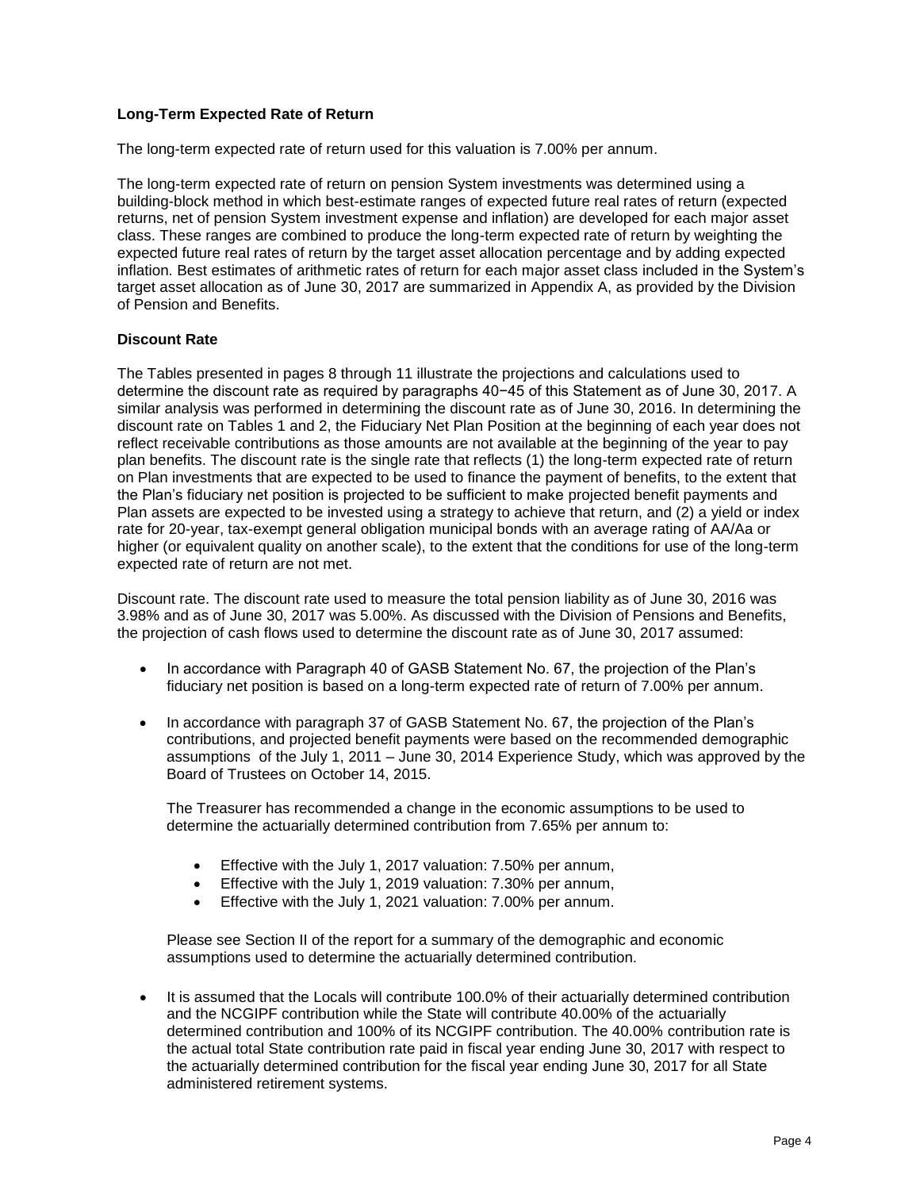**Long-Term Expected Rate of Return**

The long-term expected rate of return used for this valuation is 7.00% per annum.

The long-term expected rate of return on pension System investments was determined using a building-block method in which best-estimate ranges of expected future real rates of return (expected returns, net of pension System investment expense and inflation) are developed for each major asset class. These ranges are combined to produce the long-term expected rate of return by weighting the expected future real rates of return by the target asset allocation percentage and by adding expected inflation. Best estimates of arithmetic rates of return for each major asset class included in the System's target asset allocation as of June 30, 2017 are summarized in Appendix A, as provided by the Division of Pension and Benefits.

**Discount Rate**

The Tables presented in pages 8 through 11 illustrate the projections and calculations used to determine the discount rate as required by paragraphs 40−45 of this Statement as of June 30, 2017. A similar analysis was performed in determining the discount rate as of June 30, 2016. In determining the discount rate on Tables 1 and 2, the Fiduciary Net Plan Position at the beginning of each year does not reflect receivable contributions as those amounts are not available at the beginning of the year to pay plan benefits. The discount rate is the single rate that reflects (1) the long-term expected rate of return on Plan investments that are expected to be used to finance the payment of benefits, to the extent that the Plan's fiduciary net position is projected to be sufficient to make projected benefit payments and Plan assets are expected to be invested using a strategy to achieve that return, and (2) a yield or index rate for 20-year, tax-exempt general obligation municipal bonds with an average rating of AA/Aa or higher (or equivalent quality on another scale), to the extent that the conditions for use of the long-term expected rate of return are not met.

Discount rate. The discount rate used to measure the total pension liability as of June 30, 2016 was 3.98% and as of June 30, 2017 was 5.00%. As discussed with the Division of Pensions and Benefits, the projection of cash flows used to determine the discount rate as of June 30, 2017 assumed:

- In accordance with Paragraph 40 of GASB Statement No. 67, the projection of the Plan's fiduciary net position is based on a long-term expected rate of return of 7.00% per annum.

- In accordance with paragraph 37 of GASB Statement No. 67, the projection of the Plan's contributions, and projected benefit payments were based on the recommended demographic assumptions of the July 1, 2011 – June 30, 2014 Experience Study, which was approved by the Board of Trustees on October 14, 2015.

  The Treasurer has recommended a change in the economic assumptions to be used to determine the actuarially determined contribution from 7.65% per annum to:

  - Effective with the July 1, 2017 valuation: 7.50% per annum,
  - Effective with the July 1, 2019 valuation: 7.30% per annum,
  - Effective with the July 1, 2021 valuation: 7.00% per annum.

  Please see Section II of the report for a summary of the demographic and economic assumptions used to determine the actuarially determined contribution.

- It is assumed that the Locals will contribute 100.0% of their actuarially determined contribution and the NCGIPF contribution while the State will contribute 40.00% of the actuarially determined contribution and 100% of its NCGIPF contribution. The 40.00% contribution rate is the actual total State contribution rate paid in fiscal year ending June 30, 2017 with respect to the actuarially determined contribution for the fiscal year ending June 30, 2017 for all State administered retirement systems.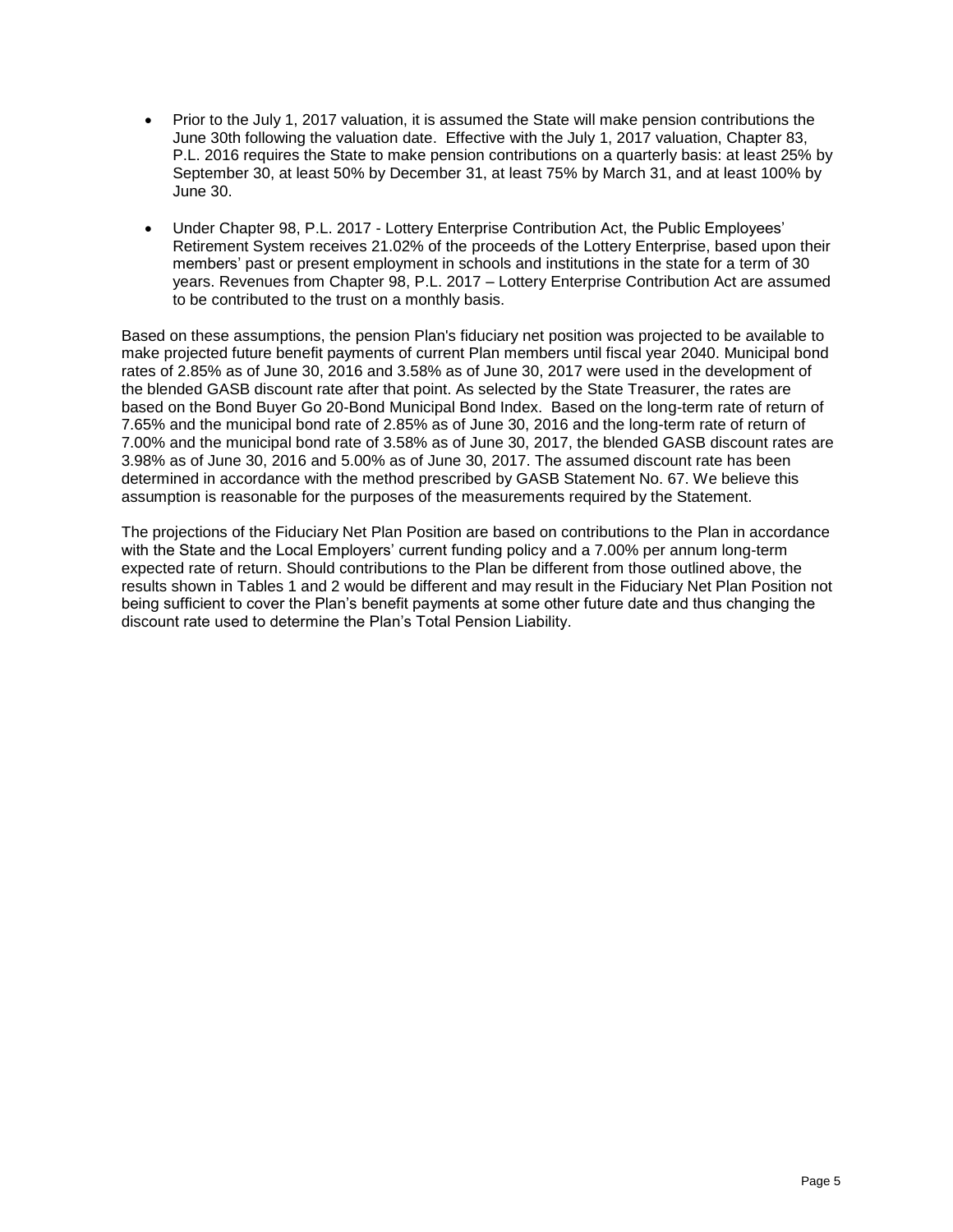- Prior to the July 1, 2017 valuation, it is assumed the State will make pension contributions the June 30th following the valuation date. Effective with the July 1, 2017 valuation, Chapter 83, P.L. 2016 requires the State to make pension contributions on a quarterly basis: at least 25% by September 30, at least 50% by December 31, at least 75% by March 31, and at least 100% by June 30.
- Under Chapter 98, P.L. 2017 - Lottery Enterprise Contribution Act, the Public Employees' Retirement System receives 21.02% of the proceeds of the Lottery Enterprise, based upon their members' past or present employment in schools and institutions in the state for a term of 30 years. Revenues from Chapter 98, P.L. 2017 – Lottery Enterprise Contribution Act are assumed to be contributed to the trust on a monthly basis.

Based on these assumptions, the pension Plan's fiduciary net position was projected to be available to make projected future benefit payments of current Plan members until fiscal year 2040. Municipal bond rates of 2.85% as of June 30, 2016 and 3.58% as of June 30, 2017 were used in the development of the blended GASB discount rate after that point. As selected by the State Treasurer, the rates are based on the Bond Buyer Go 20-Bond Municipal Bond Index. Based on the long-term rate of return of 7.65% and the municipal bond rate of 2.85% as of June 30, 2016 and the long-term rate of return of 7.00% and the municipal bond rate of 3.58% as of June 30, 2017, the blended GASB discount rates are 3.98% as of June 30, 2016 and 5.00% as of June 30, 2017. The assumed discount rate has been determined in accordance with the method prescribed by GASB Statement No. 67. We believe this assumption is reasonable for the purposes of the measurements required by the Statement.

The projections of the Fiduciary Net Plan Position are based on contributions to the Plan in accordance with the State and the Local Employers' current funding policy and a 7.00% per annum long-term expected rate of return. Should contributions to the Plan be different from those outlined above, the results shown in Tables 1 and 2 would be different and may result in the Fiduciary Net Plan Position not being sufficient to cover the Plan's benefit payments at some other future date and thus changing the discount rate used to determine the Plan's Total Pension Liability.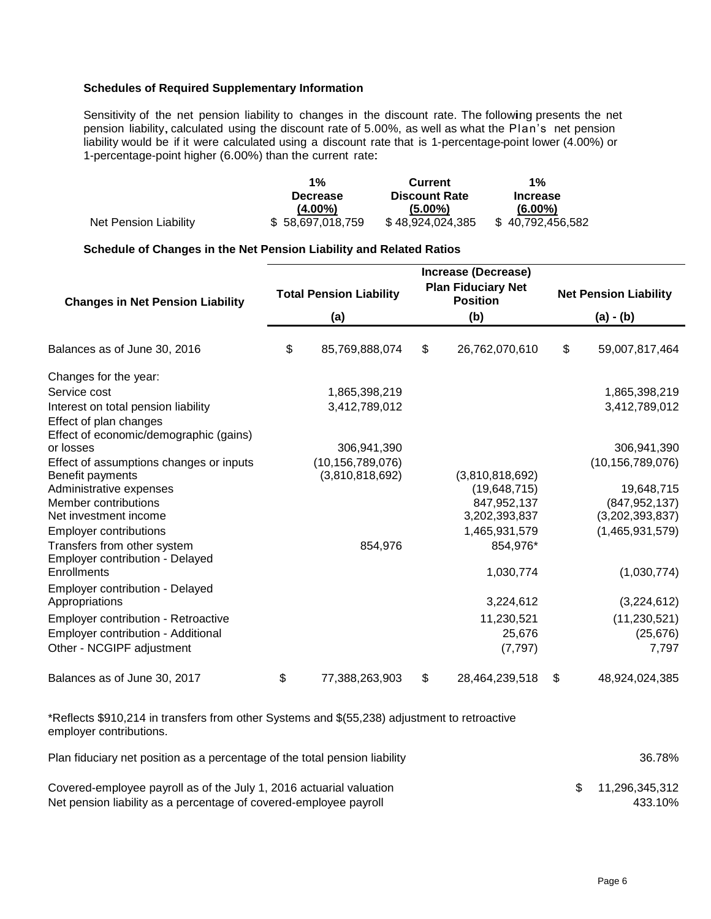### Schedules of Required Supplementary Information

Sensitivity of the net pension liability to changes in the discount rate. The following presents the net pension liability, calculated using the discount rate of 5.00%, as well as what the Plan's net pension liability would be if it were calculated using a discount rate that is 1-percentage-point lower (4.00%) or 1-percentage-point higher (6.00%) than the current rate:

| | 1% Decrease (4.00%) | Current Discount Rate (5.00%) | 1% Increase (6.00%) |
|---|---|---|---|
| Net Pension Liability | $ 58,697,018,759 | $ 48,924,024,385 | $ 40,792,456,582 |

### Schedule of Changes in the Net Pension Liability and Related Ratios

| Changes in Net Pension Liability | Increase (Decrease) | | |
|---|---|---|---|
| | Total Pension Liability (a) | Plan Fiduciary Net Position (b) | Net Pension Liability (a) - (b) |
| Balances as of June 30, 2016 | $ 85,769,888,074 | $ 26,762,070,610 | $ 59,007,817,464 |
| Changes for the year: | | | |
| Service cost | 1,865,398,219 | | 1,865,398,219 |
| Interest on total pension liability | 3,412,789,012 | | 3,412,789,012 |
| Effect of plan changes | | | |
| Effect of economic/demographic (gains) or losses | 306,941,390 | | 306,941,390 |
| Effect of assumptions changes or inputs | (10,156,789,076) | | (10,156,789,076) |
| Benefit payments | (3,810,818,692) | (3,810,818,692) | |
| Administrative expenses | | (19,648,715) | 19,648,715 |
| Member contributions | | 847,952,137 | (847,952,137) |
| Net investment income | | 3,202,393,837 | (3,202,393,837) |
| Employer contributions | | 1,465,931,579 | (1,465,931,579) |
| Transfers from other system | 854,976 | 854,976* | |
| Employer contribution - Delayed Enrollments | | 1,030,774 | (1,030,774) |
| Employer contribution - Delayed Appropriations | | 3,224,612 | (3,224,612) |
| Employer contribution - Retroactive | | 11,230,521 | (11,230,521) |
| Employer contribution - Additional | | 25,676 | (25,676) |
| Other - NCGIPF adjustment | | (7,797) | 7,797 |
| Balances as of June 30, 2017 | $ 77,388,263,903 | $ 28,464,239,518 | $ 48,924,024,385 |

*Reflects $910,214 in transfers from other Systems and $(55,238) adjustment to retroactive employer contributions.

| | |
|---|---|
| Plan fiduciary net position as a percentage of the total pension liability | 36.78% |
| Covered-employee payroll as of the July 1, 2016 actuarial valuation | $ 11,296,345,312 |
| Net pension liability as a percentage of covered-employee payroll | 433.10% |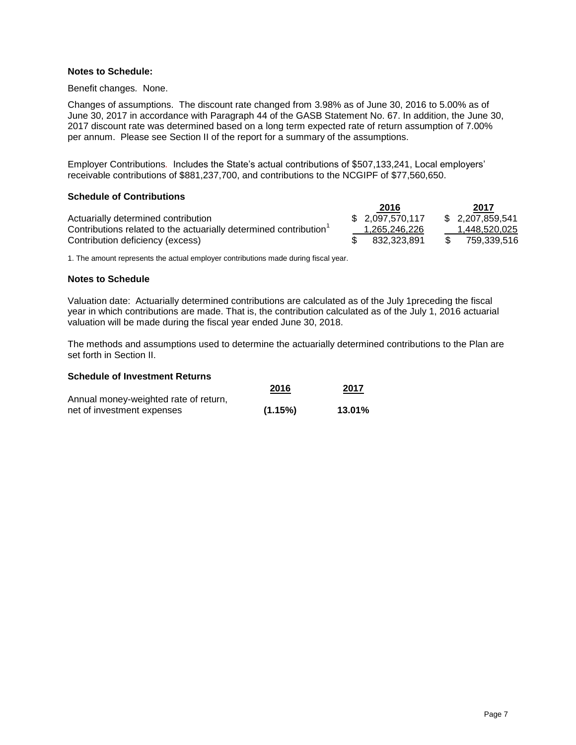**Notes to Schedule:**

Benefit changes. None.

Changes of assumptions. The discount rate changed from 3.98% as of June 30, 2016 to 5.00% as of June 30, 2017 in accordance with Paragraph 44 of the GASB Statement No. 67. In addition, the June 30, 2017 discount rate was determined based on a long term expected rate of return assumption of 7.00% per annum. Please see Section II of the report for a summary of the assumptions.

Employer Contributions. Includes the State's actual contributions of $507,133,241, Local employers' receivable contributions of $881,237,700, and contributions to the NCGIPF of $77,560,650.

**Schedule of Contributions**

| | 2016 | 2017 |
|---|---|---|
| Actuarially determined contribution | $ 2,097,570,117 | $ 2,207,859,541 |
| Contributions related to the actuarially determined contribution[1] | 1,265,246,226 | 1,448,520,025 |
| Contribution deficiency (excess) | $ 832,323,891 | $ 759,339,516 |

1. The amount represents the actual employer contributions made during fiscal year.

**Notes to Schedule**

Valuation date: Actuarially determined contributions are calculated as of the July 1preceding the fiscal year in which contributions are made. That is, the contribution calculated as of the July 1, 2016 actuarial valuation will be made during the fiscal year ended June 30, 2018.

The methods and assumptions used to determine the actuarially determined contributions to the Plan are set forth in Section II.

**Schedule of Investment Returns**

| | 2016 | 2017 |
|---|---|---|
| Annual money-weighted rate of return, net of investment expenses | **(1.15%)** | **13.01%** |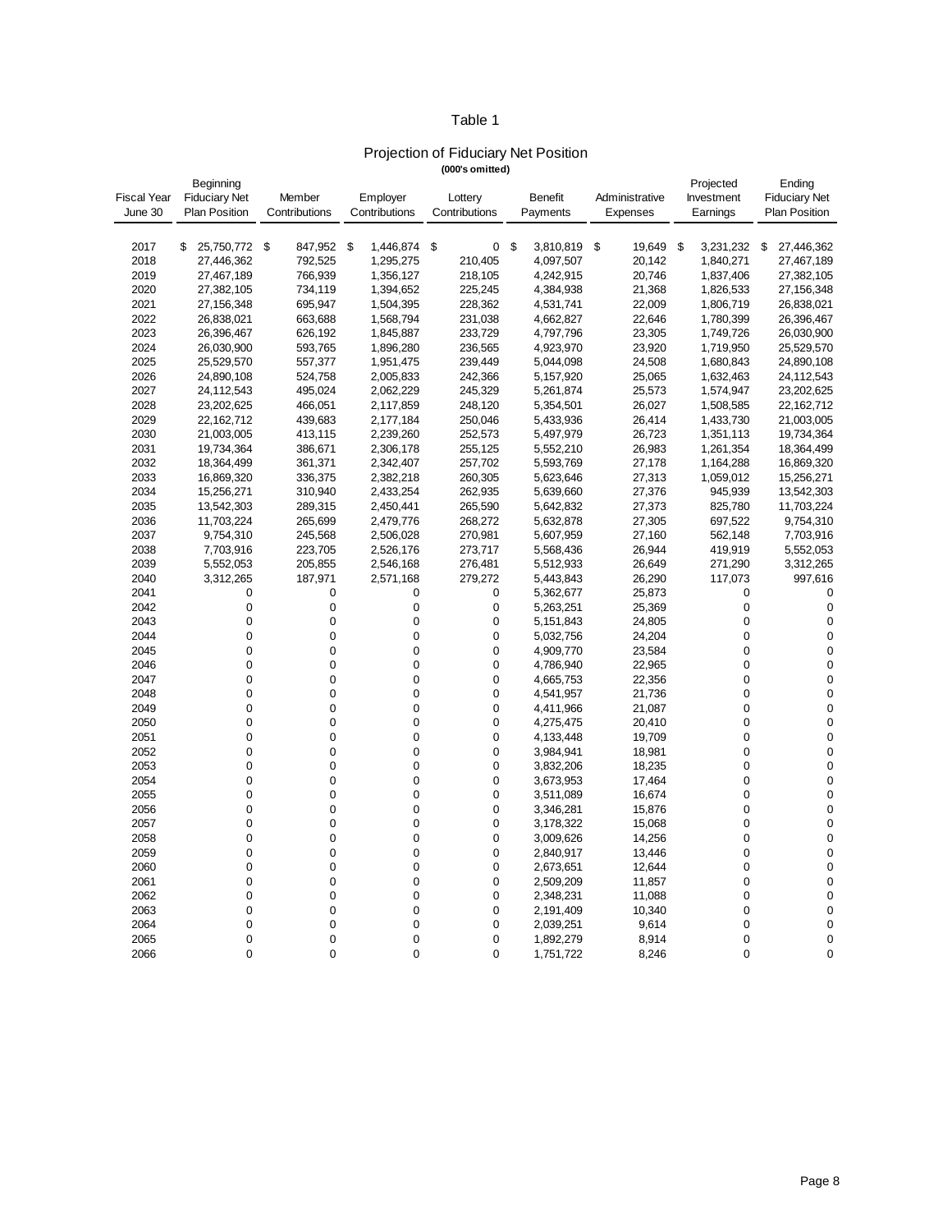# Table 1

## Projection of Fiduciary Net Position

**(000's omitted)**

| Fiscal Year June 30 | Beginning Fiduciary Net Plan Position | Member Contributions | Employer Contributions | Lottery Contributions | Benefit Payments | Administrative Expenses | Projected Investment Earnings | Ending Fiduciary Net Plan Position |
|---|---|---|---|---|---|---|---|---|
| 2017 | $ 25,750,772 | $ 847,952 | $ 1,446,874 | $ 0 | $ 3,810,819 | $ 19,649 | $ 3,231,232 | $ 27,446,362 |
| 2018 | 27,446,362 | 792,525 | 1,295,275 | 210,405 | 4,097,507 | 20,142 | 1,840,271 | 27,467,189 |
| 2019 | 27,467,189 | 766,939 | 1,356,127 | 218,105 | 4,242,915 | 20,746 | 1,837,406 | 27,382,105 |
| 2020 | 27,382,105 | 734,119 | 1,394,652 | 225,245 | 4,384,938 | 21,368 | 1,826,533 | 27,156,348 |
| 2021 | 27,156,348 | 695,947 | 1,504,395 | 228,362 | 4,531,741 | 22,009 | 1,806,719 | 26,838,021 |
| 2022 | 26,838,021 | 663,688 | 1,568,794 | 231,038 | 4,662,827 | 22,646 | 1,780,399 | 26,396,467 |
| 2023 | 26,396,467 | 626,192 | 1,845,887 | 233,729 | 4,797,796 | 23,305 | 1,749,726 | 26,030,900 |
| 2024 | 26,030,900 | 593,765 | 1,896,280 | 236,565 | 4,923,970 | 23,920 | 1,719,950 | 25,529,570 |
| 2025 | 25,529,570 | 557,377 | 1,951,475 | 239,449 | 5,044,098 | 24,508 | 1,680,843 | 24,890,108 |
| 2026 | 24,890,108 | 524,758 | 2,005,833 | 242,366 | 5,157,920 | 25,065 | 1,632,463 | 24,112,543 |
| 2027 | 24,112,543 | 495,024 | 2,062,229 | 245,329 | 5,261,874 | 25,573 | 1,574,947 | 23,202,625 |
| 2028 | 23,202,625 | 466,051 | 2,117,859 | 248,120 | 5,354,501 | 26,027 | 1,508,585 | 22,162,712 |
| 2029 | 22,162,712 | 439,683 | 2,177,184 | 250,046 | 5,433,936 | 26,414 | 1,433,730 | 21,003,005 |
| 2030 | 21,003,005 | 413,115 | 2,239,260 | 252,573 | 5,497,979 | 26,723 | 1,351,113 | 19,734,364 |
| 2031 | 19,734,364 | 386,671 | 2,306,178 | 255,125 | 5,552,210 | 26,983 | 1,261,354 | 18,364,499 |
| 2032 | 18,364,499 | 361,371 | 2,342,407 | 257,702 | 5,593,769 | 27,178 | 1,164,288 | 16,869,320 |
| 2033 | 16,869,320 | 336,375 | 2,382,218 | 260,305 | 5,623,646 | 27,313 | 1,059,012 | 15,256,271 |
| 2034 | 15,256,271 | 310,940 | 2,433,254 | 262,935 | 5,639,660 | 27,376 | 945,939 | 13,542,303 |
| 2035 | 13,542,303 | 289,315 | 2,450,441 | 265,590 | 5,642,832 | 27,373 | 825,780 | 11,703,224 |
| 2036 | 11,703,224 | 265,699 | 2,479,776 | 268,272 | 5,632,878 | 27,305 | 697,522 | 9,754,310 |
| 2037 | 9,754,310 | 245,568 | 2,506,028 | 270,981 | 5,607,959 | 27,160 | 562,148 | 7,703,916 |
| 2038 | 7,703,916 | 223,705 | 2,526,176 | 273,717 | 5,568,436 | 26,944 | 419,919 | 5,552,053 |
| 2039 | 5,552,053 | 205,855 | 2,546,168 | 276,481 | 5,512,933 | 26,649 | 271,290 | 3,312,265 |
| 2040 | 3,312,265 | 187,971 | 2,571,168 | 279,272 | 5,443,843 | 26,290 | 117,073 | 997,616 |
| 2041 | 0 | 0 | 0 | 0 | 5,362,677 | 25,873 | 0 | 0 |
| 2042 | 0 | 0 | 0 | 0 | 5,263,251 | 25,369 | 0 | 0 |
| 2043 | 0 | 0 | 0 | 0 | 5,151,843 | 24,805 | 0 | 0 |
| 2044 | 0 | 0 | 0 | 0 | 5,032,756 | 24,204 | 0 | 0 |
| 2045 | 0 | 0 | 0 | 0 | 4,909,770 | 23,584 | 0 | 0 |
| 2046 | 0 | 0 | 0 | 0 | 4,786,940 | 22,965 | 0 | 0 |
| 2047 | 0 | 0 | 0 | 0 | 4,665,753 | 22,356 | 0 | 0 |
| 2048 | 0 | 0 | 0 | 0 | 4,541,957 | 21,736 | 0 | 0 |
| 2049 | 0 | 0 | 0 | 0 | 4,411,966 | 21,087 | 0 | 0 |
| 2050 | 0 | 0 | 0 | 0 | 4,275,475 | 20,410 | 0 | 0 |
| 2051 | 0 | 0 | 0 | 0 | 4,133,448 | 19,709 | 0 | 0 |
| 2052 | 0 | 0 | 0 | 0 | 3,984,941 | 18,981 | 0 | 0 |
| 2053 | 0 | 0 | 0 | 0 | 3,832,206 | 18,235 | 0 | 0 |
| 2054 | 0 | 0 | 0 | 0 | 3,673,953 | 17,464 | 0 | 0 |
| 2055 | 0 | 0 | 0 | 0 | 3,511,089 | 16,674 | 0 | 0 |
| 2056 | 0 | 0 | 0 | 0 | 3,346,281 | 15,876 | 0 | 0 |
| 2057 | 0 | 0 | 0 | 0 | 3,178,322 | 15,068 | 0 | 0 |
| 2058 | 0 | 0 | 0 | 0 | 3,009,626 | 14,256 | 0 | 0 |
| 2059 | 0 | 0 | 0 | 0 | 2,840,917 | 13,446 | 0 | 0 |
| 2060 | 0 | 0 | 0 | 0 | 2,673,651 | 12,644 | 0 | 0 |
| 2061 | 0 | 0 | 0 | 0 | 2,509,209 | 11,857 | 0 | 0 |
| 2062 | 0 | 0 | 0 | 0 | 2,348,231 | 11,088 | 0 | 0 |
| 2063 | 0 | 0 | 0 | 0 | 2,191,409 | 10,340 | 0 | 0 |
| 2064 | 0 | 0 | 0 | 0 | 2,039,251 | 9,614 | 0 | 0 |
| 2065 | 0 | 0 | 0 | 0 | 1,892,279 | 8,914 | 0 | 0 |
| 2066 | 0 | 0 | 0 | 0 | 1,751,722 | 8,246 | 0 | 0 |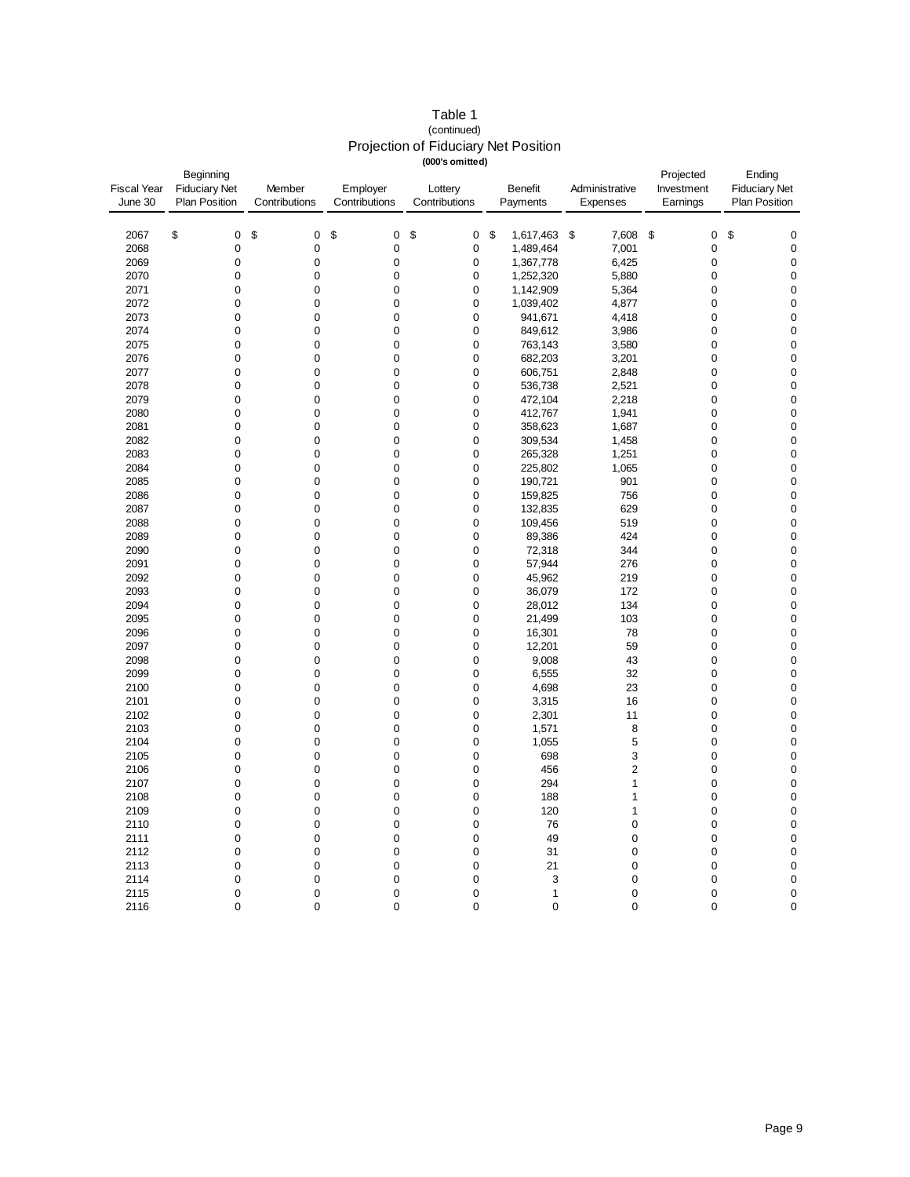# Table 1

(continued)

## Projection of Fiduciary Net Position

**(000's omitted)**

| Fiscal Year June 30 | Beginning Fiduciary Net Plan Position | Member Contributions | Employer Contributions | Lottery Contributions | Benefit Payments | Administrative Expenses | Projected Investment Earnings | Ending Fiduciary Net Plan Position |
|---|---|---|---|---|---|---|---|---|
| 2067 | $ 0 | $ 0 | $ 0 | $ 0 | $ 1,617,463 | $ 7,608 | $ 0 | $ 0 |
| 2068 | 0 | 0 | 0 | 0 | 1,489,464 | 7,001 | 0 | 0 |
| 2069 | 0 | 0 | 0 | 0 | 1,367,778 | 6,425 | 0 | 0 |
| 2070 | 0 | 0 | 0 | 0 | 1,252,320 | 5,880 | 0 | 0 |
| 2071 | 0 | 0 | 0 | 0 | 1,142,909 | 5,364 | 0 | 0 |
| 2072 | 0 | 0 | 0 | 0 | 1,039,402 | 4,877 | 0 | 0 |
| 2073 | 0 | 0 | 0 | 0 | 941,671 | 4,418 | 0 | 0 |
| 2074 | 0 | 0 | 0 | 0 | 849,612 | 3,986 | 0 | 0 |
| 2075 | 0 | 0 | 0 | 0 | 763,143 | 3,580 | 0 | 0 |
| 2076 | 0 | 0 | 0 | 0 | 682,203 | 3,201 | 0 | 0 |
| 2077 | 0 | 0 | 0 | 0 | 606,751 | 2,848 | 0 | 0 |
| 2078 | 0 | 0 | 0 | 0 | 536,738 | 2,521 | 0 | 0 |
| 2079 | 0 | 0 | 0 | 0 | 472,104 | 2,218 | 0 | 0 |
| 2080 | 0 | 0 | 0 | 0 | 412,767 | 1,941 | 0 | 0 |
| 2081 | 0 | 0 | 0 | 0 | 358,623 | 1,687 | 0 | 0 |
| 2082 | 0 | 0 | 0 | 0 | 309,534 | 1,458 | 0 | 0 |
| 2083 | 0 | 0 | 0 | 0 | 265,328 | 1,251 | 0 | 0 |
| 2084 | 0 | 0 | 0 | 0 | 225,802 | 1,065 | 0 | 0 |
| 2085 | 0 | 0 | 0 | 0 | 190,721 | 901 | 0 | 0 |
| 2086 | 0 | 0 | 0 | 0 | 159,825 | 756 | 0 | 0 |
| 2087 | 0 | 0 | 0 | 0 | 132,835 | 629 | 0 | 0 |
| 2088 | 0 | 0 | 0 | 0 | 109,456 | 519 | 0 | 0 |
| 2089 | 0 | 0 | 0 | 0 | 89,386 | 424 | 0 | 0 |
| 2090 | 0 | 0 | 0 | 0 | 72,318 | 344 | 0 | 0 |
| 2091 | 0 | 0 | 0 | 0 | 57,944 | 276 | 0 | 0 |
| 2092 | 0 | 0 | 0 | 0 | 45,962 | 219 | 0 | 0 |
| 2093 | 0 | 0 | 0 | 0 | 36,079 | 172 | 0 | 0 |
| 2094 | 0 | 0 | 0 | 0 | 28,012 | 134 | 0 | 0 |
| 2095 | 0 | 0 | 0 | 0 | 21,499 | 103 | 0 | 0 |
| 2096 | 0 | 0 | 0 | 0 | 16,301 | 78 | 0 | 0 |
| 2097 | 0 | 0 | 0 | 0 | 12,201 | 59 | 0 | 0 |
| 2098 | 0 | 0 | 0 | 0 | 9,008 | 43 | 0 | 0 |
| 2099 | 0 | 0 | 0 | 0 | 6,555 | 32 | 0 | 0 |
| 2100 | 0 | 0 | 0 | 0 | 4,698 | 23 | 0 | 0 |
| 2101 | 0 | 0 | 0 | 0 | 3,315 | 16 | 0 | 0 |
| 2102 | 0 | 0 | 0 | 0 | 2,301 | 11 | 0 | 0 |
| 2103 | 0 | 0 | 0 | 0 | 1,571 | 8 | 0 | 0 |
| 2104 | 0 | 0 | 0 | 0 | 1,055 | 5 | 0 | 0 |
| 2105 | 0 | 0 | 0 | 0 | 698 | 3 | 0 | 0 |
| 2106 | 0 | 0 | 0 | 0 | 456 | 2 | 0 | 0 |
| 2107 | 0 | 0 | 0 | 0 | 294 | 1 | 0 | 0 |
| 2108 | 0 | 0 | 0 | 0 | 188 | 1 | 0 | 0 |
| 2109 | 0 | 0 | 0 | 0 | 120 | 1 | 0 | 0 |
| 2110 | 0 | 0 | 0 | 0 | 76 | 0 | 0 | 0 |
| 2111 | 0 | 0 | 0 | 0 | 49 | 0 | 0 | 0 |
| 2112 | 0 | 0 | 0 | 0 | 31 | 0 | 0 | 0 |
| 2113 | 0 | 0 | 0 | 0 | 21 | 0 | 0 | 0 |
| 2114 | 0 | 0 | 0 | 0 | 3 | 0 | 0 | 0 |
| 2115 | 0 | 0 | 0 | 0 | 1 | 0 | 0 | 0 |
| 2116 | 0 | 0 | 0 | 0 | 0 | 0 | 0 | 0 |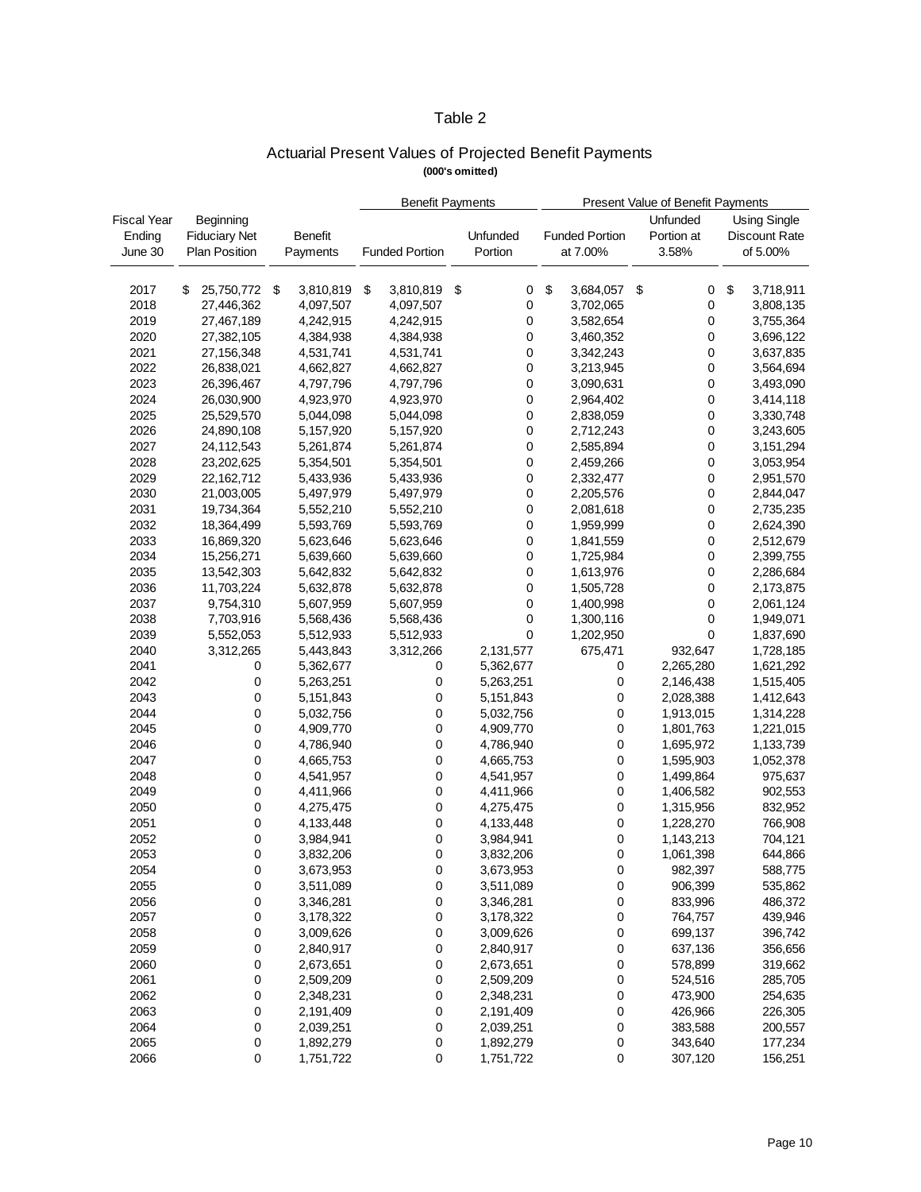# Table 2

## Actuarial Present Values of Projected Benefit Payments

**(000's omitted)**

| | | | Benefit Payments | | Present Value of Benefit Payments | | |
|---|---|---|---|---|---|---|---|
| Fiscal Year Ending June 30 | Beginning Fiduciary Net Plan Position | Benefit Payments | Funded Portion | Unfunded Portion | Funded Portion at 7.00% | Unfunded Portion at 3.58% | Using Single Discount Rate of 5.00% |
| 2017 | $ 25,750,772 | $ 3,810,819 | $ 3,810,819 | $ 0 | $ 3,684,057 | $ 0 | $ 3,718,911 |
| 2018 | 27,446,362 | 4,097,507 | 4,097,507 | 0 | 3,702,065 | 0 | 3,808,135 |
| 2019 | 27,467,189 | 4,242,915 | 4,242,915 | 0 | 3,582,654 | 0 | 3,755,364 |
| 2020 | 27,382,105 | 4,384,938 | 4,384,938 | 0 | 3,460,352 | 0 | 3,696,122 |
| 2021 | 27,156,348 | 4,531,741 | 4,531,741 | 0 | 3,342,243 | 0 | 3,637,835 |
| 2022 | 26,838,021 | 4,662,827 | 4,662,827 | 0 | 3,213,945 | 0 | 3,564,694 |
| 2023 | 26,396,467 | 4,797,796 | 4,797,796 | 0 | 3,090,631 | 0 | 3,493,090 |
| 2024 | 26,030,900 | 4,923,970 | 4,923,970 | 0 | 2,964,402 | 0 | 3,414,118 |
| 2025 | 25,529,570 | 5,044,098 | 5,044,098 | 0 | 2,838,059 | 0 | 3,330,748 |
| 2026 | 24,890,108 | 5,157,920 | 5,157,920 | 0 | 2,712,243 | 0 | 3,243,605 |
| 2027 | 24,112,543 | 5,261,874 | 5,261,874 | 0 | 2,585,894 | 0 | 3,151,294 |
| 2028 | 23,202,625 | 5,354,501 | 5,354,501 | 0 | 2,459,266 | 0 | 3,053,954 |
| 2029 | 22,162,712 | 5,433,936 | 5,433,936 | 0 | 2,332,477 | 0 | 2,951,570 |
| 2030 | 21,003,005 | 5,497,979 | 5,497,979 | 0 | 2,205,576 | 0 | 2,844,047 |
| 2031 | 19,734,364 | 5,552,210 | 5,552,210 | 0 | 2,081,618 | 0 | 2,735,235 |
| 2032 | 18,364,499 | 5,593,769 | 5,593,769 | 0 | 1,959,999 | 0 | 2,624,390 |
| 2033 | 16,869,320 | 5,623,646 | 5,623,646 | 0 | 1,841,559 | 0 | 2,512,679 |
| 2034 | 15,256,271 | 5,639,660 | 5,639,660 | 0 | 1,725,984 | 0 | 2,399,755 |
| 2035 | 13,542,303 | 5,642,832 | 5,642,832 | 0 | 1,613,976 | 0 | 2,286,684 |
| 2036 | 11,703,224 | 5,632,878 | 5,632,878 | 0 | 1,505,728 | 0 | 2,173,875 |
| 2037 | 9,754,310 | 5,607,959 | 5,607,959 | 0 | 1,400,998 | 0 | 2,061,124 |
| 2038 | 7,703,916 | 5,568,436 | 5,568,436 | 0 | 1,300,116 | 0 | 1,949,071 |
| 2039 | 5,552,053 | 5,512,933 | 5,512,933 | 0 | 1,202,950 | 0 | 1,837,690 |
| 2040 | 3,312,265 | 5,443,843 | 3,312,266 | 2,131,577 | 675,471 | 932,647 | 1,728,185 |
| 2041 | 0 | 5,362,677 | 0 | 5,362,677 | 0 | 2,265,280 | 1,621,292 |
| 2042 | 0 | 5,263,251 | 0 | 5,263,251 | 0 | 2,146,438 | 1,515,405 |
| 2043 | 0 | 5,151,843 | 0 | 5,151,843 | 0 | 2,028,388 | 1,412,643 |
| 2044 | 0 | 5,032,756 | 0 | 5,032,756 | 0 | 1,913,015 | 1,314,228 |
| 2045 | 0 | 4,909,770 | 0 | 4,909,770 | 0 | 1,801,763 | 1,221,015 |
| 2046 | 0 | 4,786,940 | 0 | 4,786,940 | 0 | 1,695,972 | 1,133,739 |
| 2047 | 0 | 4,665,753 | 0 | 4,665,753 | 0 | 1,595,903 | 1,052,378 |
| 2048 | 0 | 4,541,957 | 0 | 4,541,957 | 0 | 1,499,864 | 975,637 |
| 2049 | 0 | 4,411,966 | 0 | 4,411,966 | 0 | 1,406,582 | 902,553 |
| 2050 | 0 | 4,275,475 | 0 | 4,275,475 | 0 | 1,315,956 | 832,952 |
| 2051 | 0 | 4,133,448 | 0 | 4,133,448 | 0 | 1,228,270 | 766,908 |
| 2052 | 0 | 3,984,941 | 0 | 3,984,941 | 0 | 1,143,213 | 704,121 |
| 2053 | 0 | 3,832,206 | 0 | 3,832,206 | 0 | 1,061,398 | 644,866 |
| 2054 | 0 | 3,673,953 | 0 | 3,673,953 | 0 | 982,397 | 588,775 |
| 2055 | 0 | 3,511,089 | 0 | 3,511,089 | 0 | 906,399 | 535,862 |
| 2056 | 0 | 3,346,281 | 0 | 3,346,281 | 0 | 833,996 | 486,372 |
| 2057 | 0 | 3,178,322 | 0 | 3,178,322 | 0 | 764,757 | 439,946 |
| 2058 | 0 | 3,009,626 | 0 | 3,009,626 | 0 | 699,137 | 396,742 |
| 2059 | 0 | 2,840,917 | 0 | 2,840,917 | 0 | 637,136 | 356,656 |
| 2060 | 0 | 2,673,651 | 0 | 2,673,651 | 0 | 578,899 | 319,662 |
| 2061 | 0 | 2,509,209 | 0 | 2,509,209 | 0 | 524,516 | 285,705 |
| 2062 | 0 | 2,348,231 | 0 | 2,348,231 | 0 | 473,900 | 254,635 |
| 2063 | 0 | 2,191,409 | 0 | 2,191,409 | 0 | 426,966 | 226,305 |
| 2064 | 0 | 2,039,251 | 0 | 2,039,251 | 0 | 383,588 | 200,557 |
| 2065 | 0 | 1,892,279 | 0 | 1,892,279 | 0 | 343,640 | 177,234 |
| 2066 | 0 | 1,751,722 | 0 | 1,751,722 | 0 | 307,120 | 156,251 |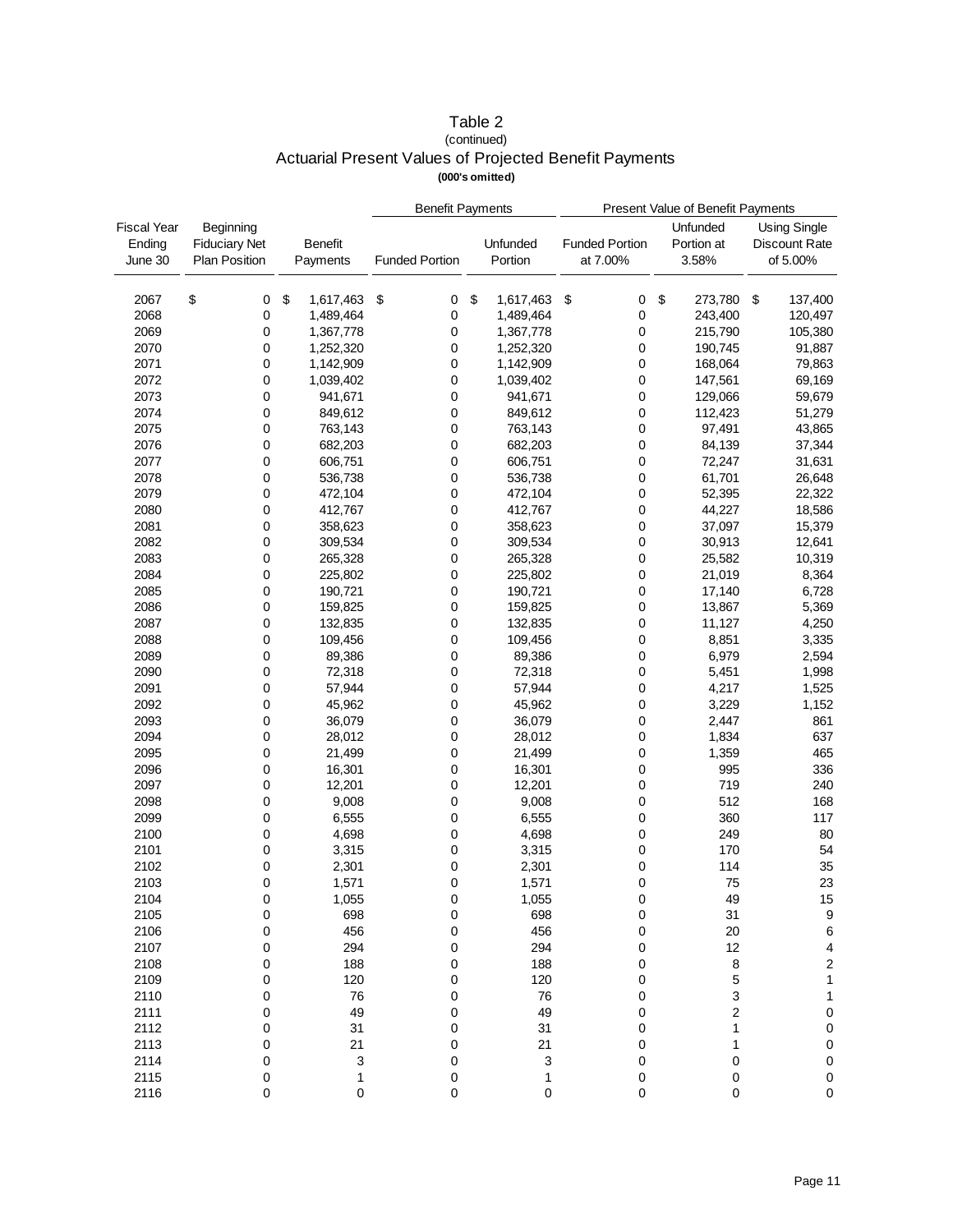# Table 2

(continued)

## Actuarial Present Values of Projected Benefit Payments

**(000's omitted)**

| Fiscal Year Ending June 30 | Beginning Fiduciary Net Plan Position | Benefit Payments | Benefit Payments | | Present Value of Benefit Payments | | |
|---|---|---|---|---|---|---|---|
| | | | Funded Portion | Unfunded Portion | Funded Portion at 7.00% | Unfunded Portion at 3.58% | Using Single Discount Rate of 5.00% |
| 2067 | $ 0 | $ 1,617,463 | $ 0 | $ 1,617,463 | $ 0 | $ 273,780 | $ 137,400 |
| 2068 | 0 | 1,489,464 | 0 | 1,489,464 | 0 | 243,400 | 120,497 |
| 2069 | 0 | 1,367,778 | 0 | 1,367,778 | 0 | 215,790 | 105,380 |
| 2070 | 0 | 1,252,320 | 0 | 1,252,320 | 0 | 190,745 | 91,887 |
| 2071 | 0 | 1,142,909 | 0 | 1,142,909 | 0 | 168,064 | 79,863 |
| 2072 | 0 | 1,039,402 | 0 | 1,039,402 | 0 | 147,561 | 69,169 |
| 2073 | 0 | 941,671 | 0 | 941,671 | 0 | 129,066 | 59,679 |
| 2074 | 0 | 849,612 | 0 | 849,612 | 0 | 112,423 | 51,279 |
| 2075 | 0 | 763,143 | 0 | 763,143 | 0 | 97,491 | 43,865 |
| 2076 | 0 | 682,203 | 0 | 682,203 | 0 | 84,139 | 37,344 |
| 2077 | 0 | 606,751 | 0 | 606,751 | 0 | 72,247 | 31,631 |
| 2078 | 0 | 536,738 | 0 | 536,738 | 0 | 61,701 | 26,648 |
| 2079 | 0 | 472,104 | 0 | 472,104 | 0 | 52,395 | 22,322 |
| 2080 | 0 | 412,767 | 0 | 412,767 | 0 | 44,227 | 18,586 |
| 2081 | 0 | 358,623 | 0 | 358,623 | 0 | 37,097 | 15,379 |
| 2082 | 0 | 309,534 | 0 | 309,534 | 0 | 30,913 | 12,641 |
| 2083 | 0 | 265,328 | 0 | 265,328 | 0 | 25,582 | 10,319 |
| 2084 | 0 | 225,802 | 0 | 225,802 | 0 | 21,019 | 8,364 |
| 2085 | 0 | 190,721 | 0 | 190,721 | 0 | 17,140 | 6,728 |
| 2086 | 0 | 159,825 | 0 | 159,825 | 0 | 13,867 | 5,369 |
| 2087 | 0 | 132,835 | 0 | 132,835 | 0 | 11,127 | 4,250 |
| 2088 | 0 | 109,456 | 0 | 109,456 | 0 | 8,851 | 3,335 |
| 2089 | 0 | 89,386 | 0 | 89,386 | 0 | 6,979 | 2,594 |
| 2090 | 0 | 72,318 | 0 | 72,318 | 0 | 5,451 | 1,998 |
| 2091 | 0 | 57,944 | 0 | 57,944 | 0 | 4,217 | 1,525 |
| 2092 | 0 | 45,962 | 0 | 45,962 | 0 | 3,229 | 1,152 |
| 2093 | 0 | 36,079 | 0 | 36,079 | 0 | 2,447 | 861 |
| 2094 | 0 | 28,012 | 0 | 28,012 | 0 | 1,834 | 637 |
| 2095 | 0 | 21,499 | 0 | 21,499 | 0 | 1,359 | 465 |
| 2096 | 0 | 16,301 | 0 | 16,301 | 0 | 995 | 336 |
| 2097 | 0 | 12,201 | 0 | 12,201 | 0 | 719 | 240 |
| 2098 | 0 | 9,008 | 0 | 9,008 | 0 | 512 | 168 |
| 2099 | 0 | 6,555 | 0 | 6,555 | 0 | 360 | 117 |
| 2100 | 0 | 4,698 | 0 | 4,698 | 0 | 249 | 80 |
| 2101 | 0 | 3,315 | 0 | 3,315 | 0 | 170 | 54 |
| 2102 | 0 | 2,301 | 0 | 2,301 | 0 | 114 | 35 |
| 2103 | 0 | 1,571 | 0 | 1,571 | 0 | 75 | 23 |
| 2104 | 0 | 1,055 | 0 | 1,055 | 0 | 49 | 15 |
| 2105 | 0 | 698 | 0 | 698 | 0 | 31 | 9 |
| 2106 | 0 | 456 | 0 | 456 | 0 | 20 | 6 |
| 2107 | 0 | 294 | 0 | 294 | 0 | 12 | 4 |
| 2108 | 0 | 188 | 0 | 188 | 0 | 8 | 2 |
| 2109 | 0 | 120 | 0 | 120 | 0 | 5 | 1 |
| 2110 | 0 | 76 | 0 | 76 | 0 | 3 | 1 |
| 2111 | 0 | 49 | 0 | 49 | 0 | 2 | 0 |
| 2112 | 0 | 31 | 0 | 31 | 0 | 1 | 0 |
| 2113 | 0 | 21 | 0 | 21 | 0 | 1 | 0 |
| 2114 | 0 | 3 | 0 | 3 | 0 | 0 | 0 |
| 2115 | 0 | 1 | 0 | 1 | 0 | 0 | 0 |
| 2116 | 0 | 0 | 0 | 0 | 0 | 0 | 0 |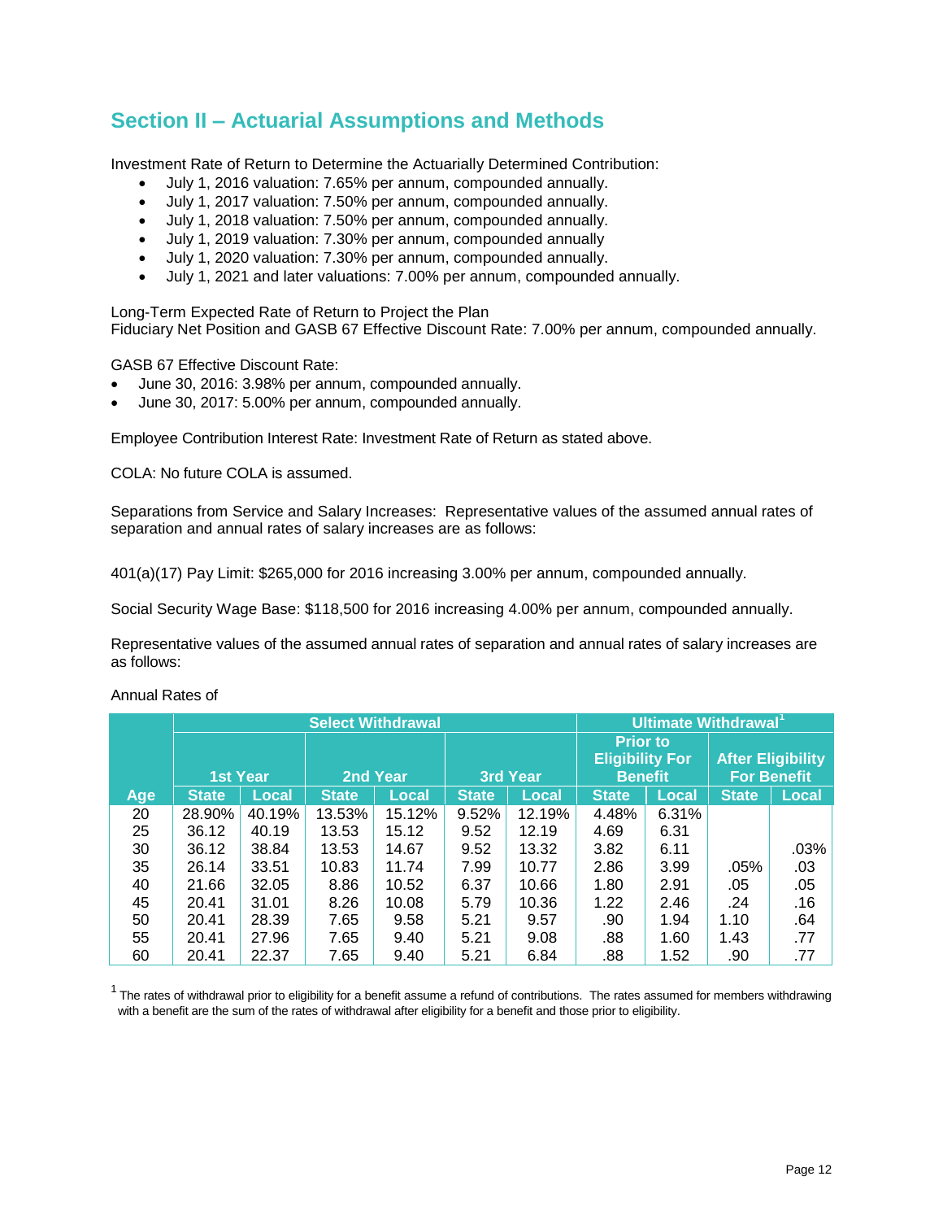## Section II – Actuarial Assumptions and Methods

Investment Rate of Return to Determine the Actuarially Determined Contribution:

- July 1, 2016 valuation: 7.65% per annum, compounded annually.
- July 1, 2017 valuation: 7.50% per annum, compounded annually.
- July 1, 2018 valuation: 7.50% per annum, compounded annually.
- July 1, 2019 valuation: 7.30% per annum, compounded annually
- July 1, 2020 valuation: 7.30% per annum, compounded annually.
- July 1, 2021 and later valuations: 7.00% per annum, compounded annually.

Long-Term Expected Rate of Return to Project the Plan
Fiduciary Net Position and GASB 67 Effective Discount Rate: 7.00% per annum, compounded annually.

GASB 67 Effective Discount Rate:

- June 30, 2016: 3.98% per annum, compounded annually.
- June 30, 2017: 5.00% per annum, compounded annually.

Employee Contribution Interest Rate: Investment Rate of Return as stated above.

COLA: No future COLA is assumed.

Separations from Service and Salary Increases: Representative values of the assumed annual rates of separation and annual rates of salary increases are as follows:

401(a)(17) Pay Limit: $265,000 for 2016 increasing 3.00% per annum, compounded annually.

Social Security Wage Base: $118,500 for 2016 increasing 4.00% per annum, compounded annually.

Representative values of the assumed annual rates of separation and annual rates of salary increases are as follows:

Annual Rates of

| | Select Withdrawal | | | | | | Ultimate Withdrawal[1] | | | |
|---|---|---|---|---|---|---|---|---|---|---|
| | 1st Year | | 2nd Year | | 3rd Year | | Prior to Eligibility For Benefit | | After Eligibility For Benefit | |
| Age | State | Local | State | Local | State | Local | State | Local | State | Local |
| 20 | 28.90% | 40.19% | 13.53% | 15.12% | 9.52% | 12.19% | 4.48% | 6.31% | | |
| 25 | 36.12 | 40.19 | 13.53 | 15.12 | 9.52 | 12.19 | 4.69 | 6.31 | | |
| 30 | 36.12 | 38.84 | 13.53 | 14.67 | 9.52 | 13.32 | 3.82 | 6.11 | | .03% |
| 35 | 26.14 | 33.51 | 10.83 | 11.74 | 7.99 | 10.77 | 2.86 | 3.99 | .05% | .03 |
| 40 | 21.66 | 32.05 | 8.86 | 10.52 | 6.37 | 10.66 | 1.80 | 2.91 | .05 | .05 |
| 45 | 20.41 | 31.01 | 8.26 | 10.08 | 5.79 | 10.36 | 1.22 | 2.46 | .24 | .16 |
| 50 | 20.41 | 28.39 | 7.65 | 9.58 | 5.21 | 9.57 | .90 | 1.94 | 1.10 | .64 |
| 55 | 20.41 | 27.96 | 7.65 | 9.40 | 5.21 | 9.08 | .88 | 1.60 | 1.43 | .77 |
| 60 | 20.41 | 22.37 | 7.65 | 9.40 | 5.21 | 6.84 | .88 | 1.52 | .90 | .77 |

[1] The rates of withdrawal prior to eligibility for a benefit assume a refund of contributions. The rates assumed for members withdrawing with a benefit are the sum of the rates of withdrawal after eligibility for a benefit and those prior to eligibility.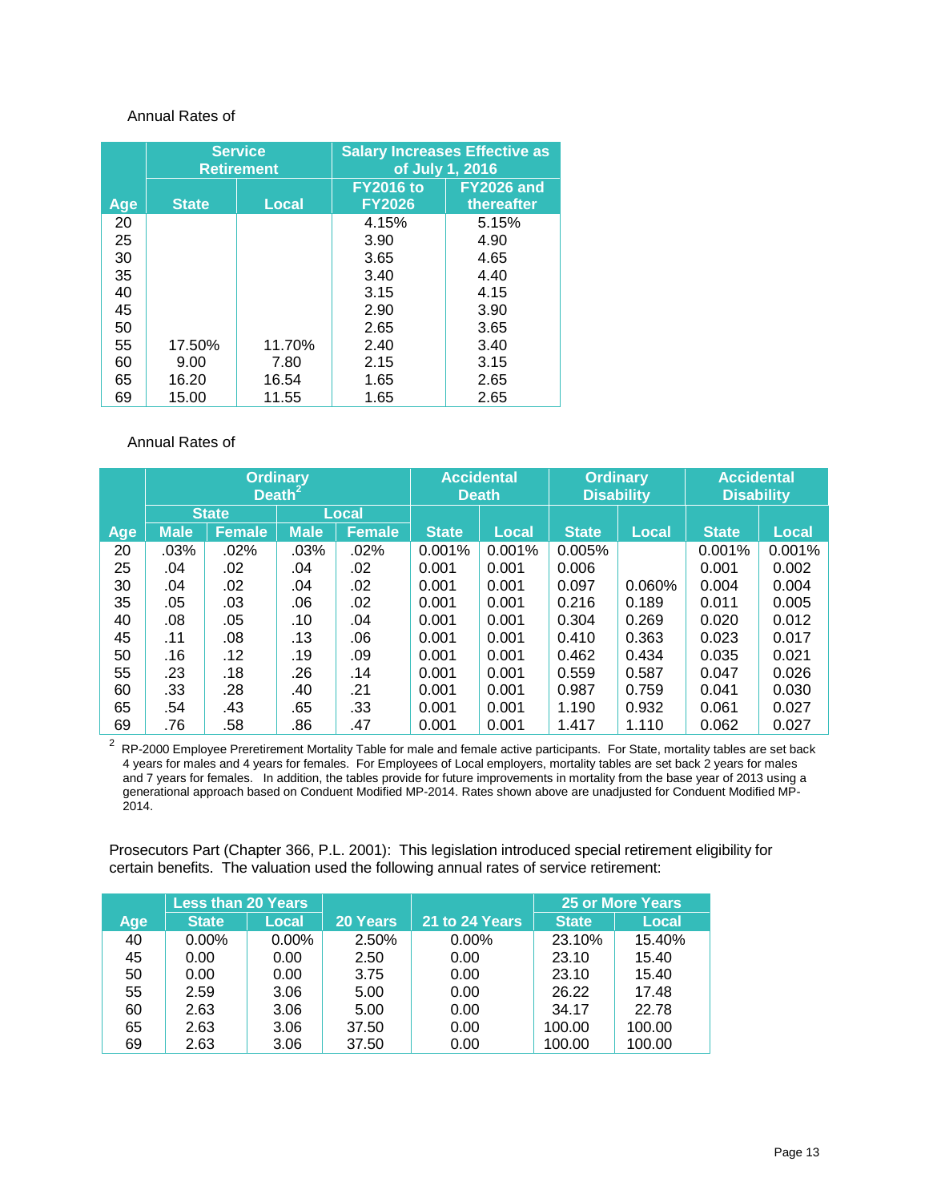Annual Rates of

| Age | Service Retirement | | Salary Increases Effective as of July 1, 2016 | |
|---|---|---|---|---|
| | State | Local | FY2016 to FY2026 | FY2026 and thereafter |
| 20 | | | 4.15% | 5.15% |
| 25 | | | 3.90 | 4.90 |
| 30 | | | 3.65 | 4.65 |
| 35 | | | 3.40 | 4.40 |
| 40 | | | 3.15 | 4.15 |
| 45 | | | 2.90 | 3.90 |
| 50 | | | 2.65 | 3.65 |
| 55 | 17.50% | 11.70% | 2.40 | 3.40 |
| 60 | 9.00 | 7.80 | 2.15 | 3.15 |
| 65 | 16.20 | 16.54 | 1.65 | 2.65 |
| 69 | 15.00 | 11.55 | 1.65 | 2.65 |

Annual Rates of

| Age | Ordinary Death[2] | | | | Accidental Death | | Ordinary Disability | | Accidental Disability | |
|---|---|---|---|---|---|---|---|---|---|---|
| | State | | Local | | | | | | | |
| | Male | Female | Male | Female | State | Local | State | Local | State | Local |
| 20 | .03% | .02% | .03% | .02% | 0.001% | 0.001% | 0.005% | | 0.001% | 0.001% |
| 25 | .04 | .02 | .04 | .02 | 0.001 | 0.001 | 0.006 | | 0.001 | 0.002 |
| 30 | .04 | .02 | .04 | .02 | 0.001 | 0.001 | 0.097 | 0.060% | 0.004 | 0.004 |
| 35 | .05 | .03 | .06 | .02 | 0.001 | 0.001 | 0.216 | 0.189 | 0.011 | 0.005 |
| 40 | .08 | .05 | .10 | .04 | 0.001 | 0.001 | 0.304 | 0.269 | 0.020 | 0.012 |
| 45 | .11 | .08 | .13 | .06 | 0.001 | 0.001 | 0.410 | 0.363 | 0.023 | 0.017 |
| 50 | .16 | .12 | .19 | .09 | 0.001 | 0.001 | 0.462 | 0.434 | 0.035 | 0.021 |
| 55 | .23 | .18 | .26 | .14 | 0.001 | 0.001 | 0.559 | 0.587 | 0.047 | 0.026 |
| 60 | .33 | .28 | .40 | .21 | 0.001 | 0.001 | 0.987 | 0.759 | 0.041 | 0.030 |
| 65 | .54 | .43 | .65 | .33 | 0.001 | 0.001 | 1.190 | 0.932 | 0.061 | 0.027 |
| 69 | .76 | .58 | .86 | .47 | 0.001 | 0.001 | 1.417 | 1.110 | 0.062 | 0.027 |

[2] RP-2000 Employee Preretirement Mortality Table for male and female active participants. For State, mortality tables are set back 4 years for males and 4 years for females. For Employees of Local employers, mortality tables are set back 2 years for males and 7 years for females. In addition, the tables provide for future improvements in mortality from the base year of 2013 using a generational approach based on Conduent Modified MP-2014. Rates shown above are unadjusted for Conduent Modified MP-2014.

Prosecutors Part (Chapter 366, P.L. 2001): This legislation introduced special retirement eligibility for certain benefits. The valuation used the following annual rates of service retirement:

| Age | Less than 20 Years | | 20 Years | 21 to 24 Years | 25 or More Years | |
|---|---|---|---|---|---|---|
| | State | Local | | | State | Local |
| 40 | 0.00% | 0.00% | 2.50% | 0.00% | 23.10% | 15.40% |
| 45 | 0.00 | 0.00 | 2.50 | 0.00 | 23.10 | 15.40 |
| 50 | 0.00 | 0.00 | 3.75 | 0.00 | 23.10 | 15.40 |
| 55 | 2.59 | 3.06 | 5.00 | 0.00 | 26.22 | 17.48 |
| 60 | 2.63 | 3.06 | 5.00 | 0.00 | 34.17 | 22.78 |
| 65 | 2.63 | 3.06 | 37.50 | 0.00 | 100.00 | 100.00 |
| 69 | 2.63 | 3.06 | 37.50 | 0.00 | 100.00 | 100.00 |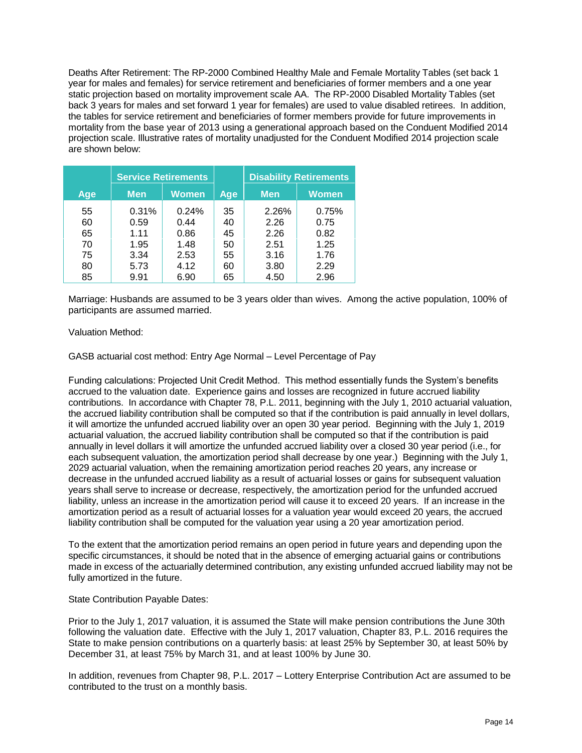Deaths After Retirement: The RP-2000 Combined Healthy Male and Female Mortality Tables (set back 1 year for males and females) for service retirement and beneficiaries of former members and a one year static projection based on mortality improvement scale AA. The RP-2000 Disabled Mortality Tables (set back 3 years for males and set forward 1 year for females) are used to value disabled retirees. In addition, the tables for service retirement and beneficiaries of former members provide for future improvements in mortality from the base year of 2013 using a generational approach based on the Conduent Modified 2014 projection scale. Illustrative rates of mortality unadjusted for the Conduent Modified 2014 projection scale are shown below:

| | Service Retirements | | | Disability Retirements | |
|---|---|---|---|---|---|
| Age | Men | Women | Age | Men | Women |
| 55 | 0.31% | 0.24% | 35 | 2.26% | 0.75% |
| 60 | 0.59 | 0.44 | 40 | 2.26 | 0.75 |
| 65 | 1.11 | 0.86 | 45 | 2.26 | 0.82 |
| 70 | 1.95 | 1.48 | 50 | 2.51 | 1.25 |
| 75 | 3.34 | 2.53 | 55 | 3.16 | 1.76 |
| 80 | 5.73 | 4.12 | 60 | 3.80 | 2.29 |
| 85 | 9.91 | 6.90 | 65 | 4.50 | 2.96 |

Marriage: Husbands are assumed to be 3 years older than wives. Among the active population, 100% of participants are assumed married.

Valuation Method:

GASB actuarial cost method: Entry Age Normal – Level Percentage of Pay

Funding calculations: Projected Unit Credit Method. This method essentially funds the System's benefits accrued to the valuation date. Experience gains and losses are recognized in future accrued liability contributions. In accordance with Chapter 78, P.L. 2011, beginning with the July 1, 2010 actuarial valuation, the accrued liability contribution shall be computed so that if the contribution is paid annually in level dollars, it will amortize the unfunded accrued liability over an open 30 year period. Beginning with the July 1, 2019 actuarial valuation, the accrued liability contribution shall be computed so that if the contribution is paid annually in level dollars it will amortize the unfunded accrued liability over a closed 30 year period (i.e., for each subsequent valuation, the amortization period shall decrease by one year.) Beginning with the July 1, 2029 actuarial valuation, when the remaining amortization period reaches 20 years, any increase or decrease in the unfunded accrued liability as a result of actuarial losses or gains for subsequent valuation years shall serve to increase or decrease, respectively, the amortization period for the unfunded accrued liability, unless an increase in the amortization period will cause it to exceed 20 years. If an increase in the amortization period as a result of actuarial losses for a valuation year would exceed 20 years, the accrued liability contribution shall be computed for the valuation year using a 20 year amortization period.

To the extent that the amortization period remains an open period in future years and depending upon the specific circumstances, it should be noted that in the absence of emerging actuarial gains or contributions made in excess of the actuarially determined contribution, any existing unfunded accrued liability may not be fully amortized in the future.

State Contribution Payable Dates:

Prior to the July 1, 2017 valuation, it is assumed the State will make pension contributions the June 30th following the valuation date. Effective with the July 1, 2017 valuation, Chapter 83, P.L. 2016 requires the State to make pension contributions on a quarterly basis: at least 25% by September 30, at least 50% by December 31, at least 75% by March 31, and at least 100% by June 30.

In addition, revenues from Chapter 98, P.L. 2017 – Lottery Enterprise Contribution Act are assumed to be contributed to the trust on a monthly basis.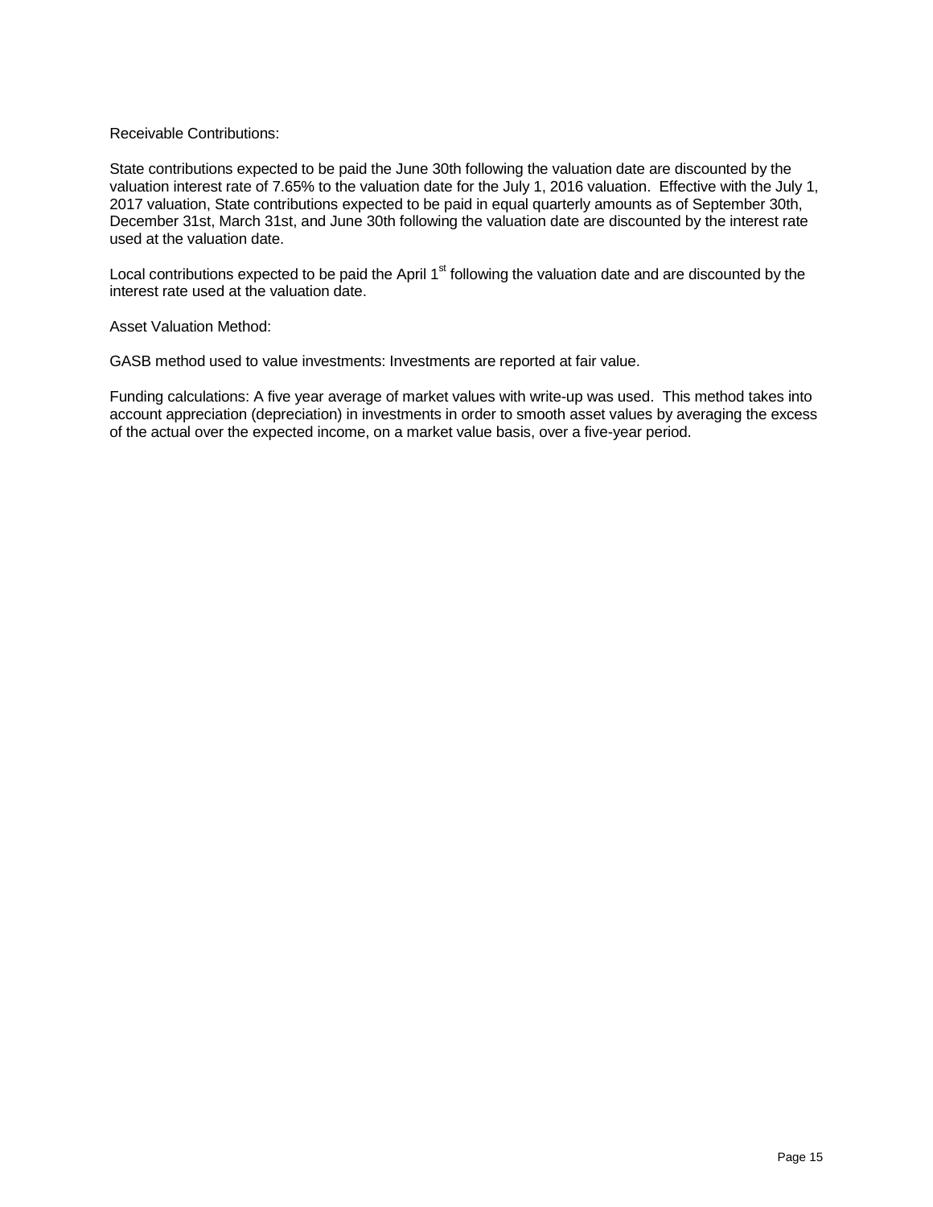Receivable Contributions:

State contributions expected to be paid the June 30th following the valuation date are discounted by the valuation interest rate of 7.65% to the valuation date for the July 1, 2016 valuation. Effective with the July 1, 2017 valuation, State contributions expected to be paid in equal quarterly amounts as of September 30th, December 31st, March 31st, and June 30th following the valuation date are discounted by the interest rate used at the valuation date.

Local contributions expected to be paid the April 1st following the valuation date and are discounted by the interest rate used at the valuation date.

Asset Valuation Method:

GASB method used to value investments: Investments are reported at fair value.

Funding calculations: A five year average of market values with write-up was used. This method takes into account appreciation (depreciation) in investments in order to smooth asset values by averaging the excess of the actual over the expected income, on a market value basis, over a five-year period.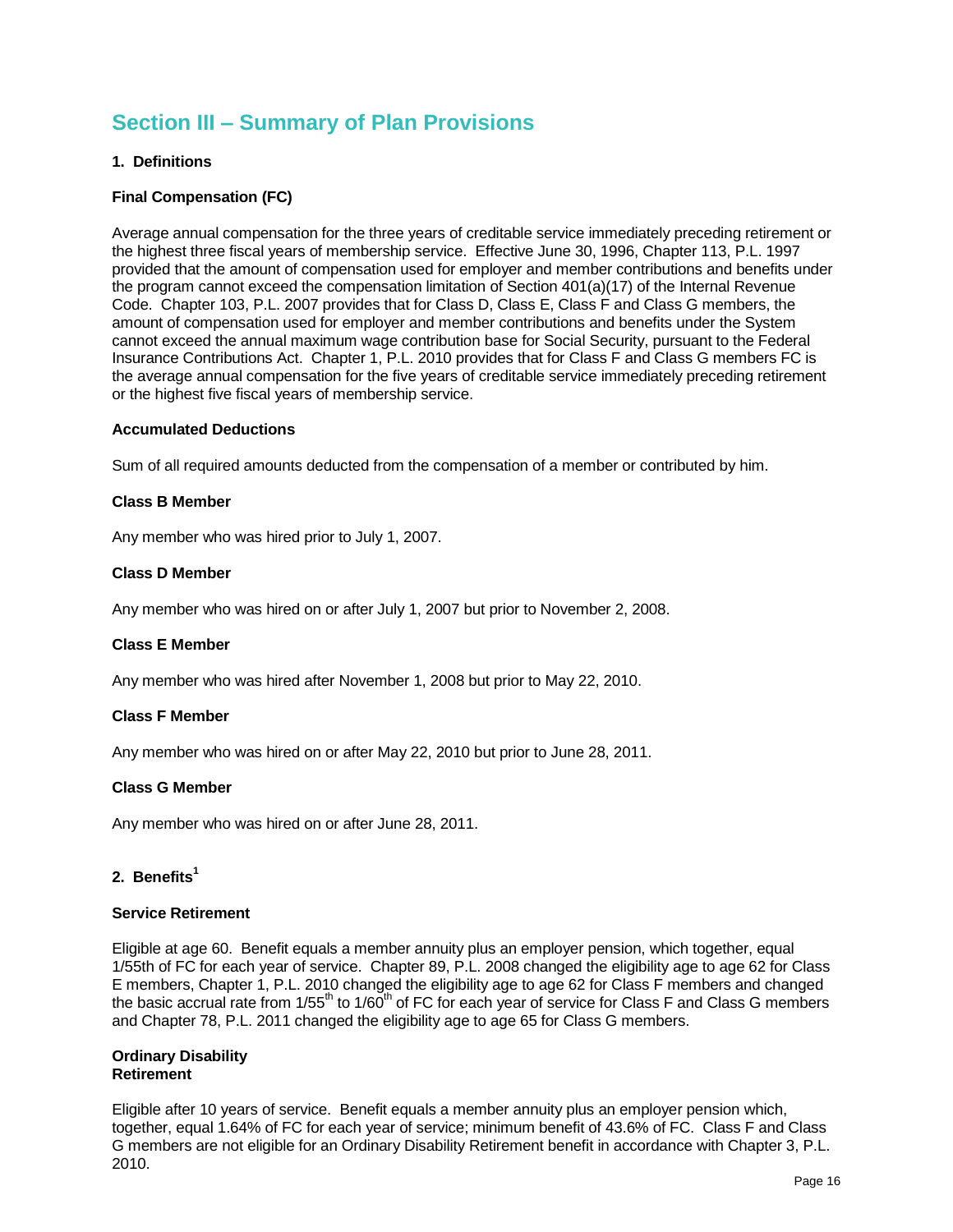# Section III – Summary of Plan Provisions

## 1. Definitions

### Final Compensation (FC)

Average annual compensation for the three years of creditable service immediately preceding retirement or the highest three fiscal years of membership service. Effective June 30, 1996, Chapter 113, P.L. 1997 provided that the amount of compensation used for employer and member contributions and benefits under the program cannot exceed the compensation limitation of Section 401(a)(17) of the Internal Revenue Code. Chapter 103, P.L. 2007 provides that for Class D, Class E, Class F and Class G members, the amount of compensation used for employer and member contributions and benefits under the System cannot exceed the annual maximum wage contribution base for Social Security, pursuant to the Federal Insurance Contributions Act. Chapter 1, P.L. 2010 provides that for Class F and Class G members FC is the average annual compensation for the five years of creditable service immediately preceding retirement or the highest five fiscal years of membership service.

### Accumulated Deductions

Sum of all required amounts deducted from the compensation of a member or contributed by him.

### Class B Member

Any member who was hired prior to July 1, 2007.

### Class D Member

Any member who was hired on or after July 1, 2007 but prior to November 2, 2008.

### Class E Member

Any member who was hired after November 1, 2008 but prior to May 22, 2010.

### Class F Member

Any member who was hired on or after May 22, 2010 but prior to June 28, 2011.

### Class G Member

Any member who was hired on or after June 28, 2011.

## 2. Benefits[1]

### Service Retirement

Eligible at age 60. Benefit equals a member annuity plus an employer pension, which together, equal 1/55th of FC for each year of service. Chapter 89, P.L. 2008 changed the eligibility age to age 62 for Class E members, Chapter 1, P.L. 2010 changed the eligibility age to age 62 for Class F members and changed the basic accrual rate from 1/55th to 1/60th of FC for each year of service for Class F and Class G members and Chapter 78, P.L. 2011 changed the eligibility age to age 65 for Class G members.

### Ordinary Disability Retirement

Eligible after 10 years of service. Benefit equals a member annuity plus an employer pension which, together, equal 1.64% of FC for each year of service; minimum benefit of 43.6% of FC. Class F and Class G members are not eligible for an Ordinary Disability Retirement benefit in accordance with Chapter 3, P.L. 2010.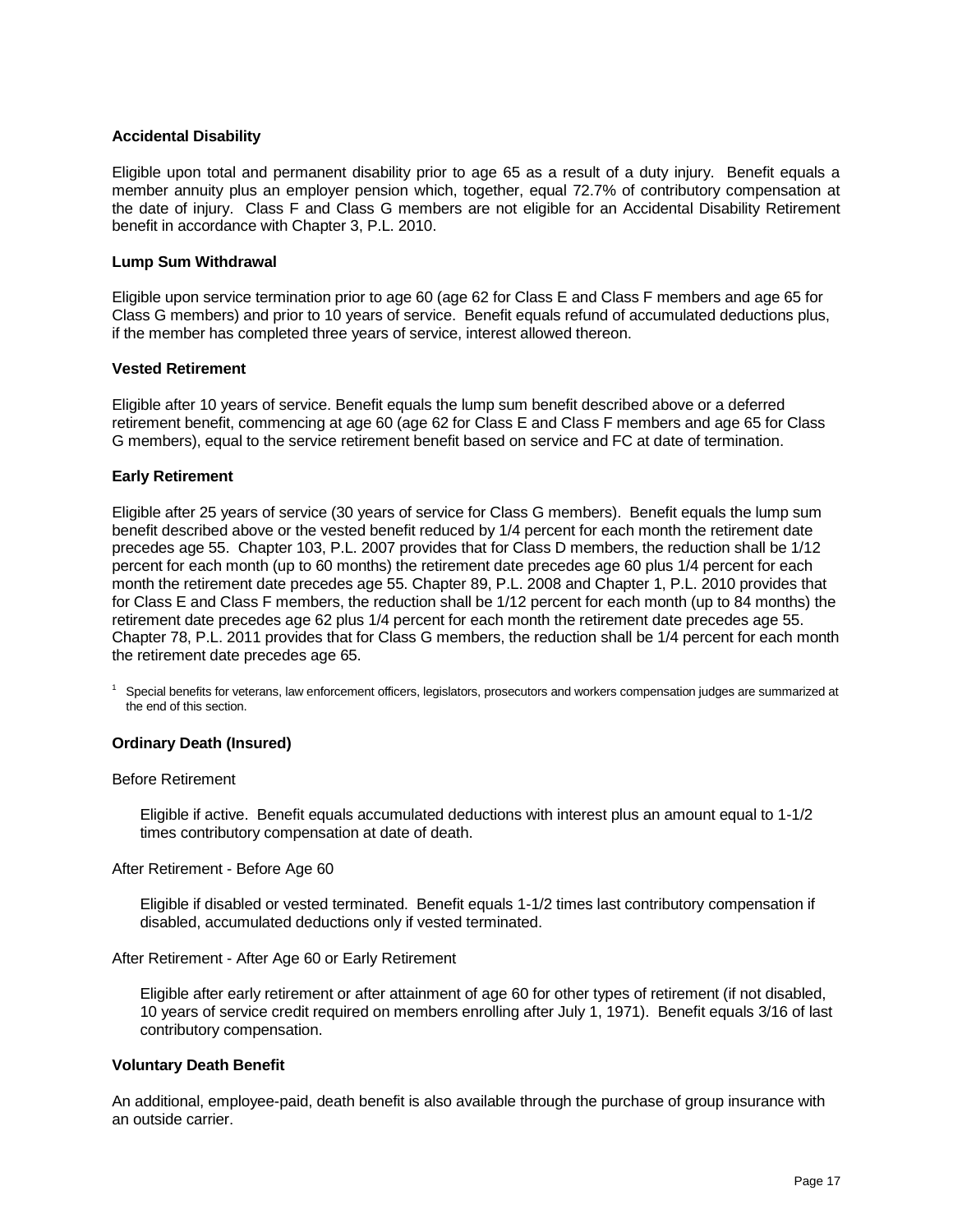**Accidental Disability**

Eligible upon total and permanent disability prior to age 65 as a result of a duty injury. Benefit equals a member annuity plus an employer pension which, together, equal 72.7% of contributory compensation at the date of injury. Class F and Class G members are not eligible for an Accidental Disability Retirement benefit in accordance with Chapter 3, P.L. 2010.

**Lump Sum Withdrawal**

Eligible upon service termination prior to age 60 (age 62 for Class E and Class F members and age 65 for Class G members) and prior to 10 years of service. Benefit equals refund of accumulated deductions plus, if the member has completed three years of service, interest allowed thereon.

**Vested Retirement**

Eligible after 10 years of service. Benefit equals the lump sum benefit described above or a deferred retirement benefit, commencing at age 60 (age 62 for Class E and Class F members and age 65 for Class G members), equal to the service retirement benefit based on service and FC at date of termination.

**Early Retirement**

Eligible after 25 years of service (30 years of service for Class G members). Benefit equals the lump sum benefit described above or the vested benefit reduced by 1/4 percent for each month the retirement date precedes age 55. Chapter 103, P.L. 2007 provides that for Class D members, the reduction shall be 1/12 percent for each month (up to 60 months) the retirement date precedes age 60 plus 1/4 percent for each month the retirement date precedes age 55. Chapter 89, P.L. 2008 and Chapter 1, P.L. 2010 provides that for Class E and Class F members, the reduction shall be 1/12 percent for each month (up to 84 months) the retirement date precedes age 62 plus 1/4 percent for each month the retirement date precedes age 55. Chapter 78, P.L. 2011 provides that for Class G members, the reduction shall be 1/4 percent for each month the retirement date precedes age 65.

[1] Special benefits for veterans, law enforcement officers, legislators, prosecutors and workers compensation judges are summarized at the end of this section.

**Ordinary Death (Insured)**

Before Retirement

Eligible if active. Benefit equals accumulated deductions with interest plus an amount equal to 1-1/2 times contributory compensation at date of death.

After Retirement - Before Age 60

Eligible if disabled or vested terminated. Benefit equals 1-1/2 times last contributory compensation if disabled, accumulated deductions only if vested terminated.

After Retirement - After Age 60 or Early Retirement

Eligible after early retirement or after attainment of age 60 for other types of retirement (if not disabled, 10 years of service credit required on members enrolling after July 1, 1971). Benefit equals 3/16 of last contributory compensation.

**Voluntary Death Benefit**

An additional, employee-paid, death benefit is also available through the purchase of group insurance with an outside carrier.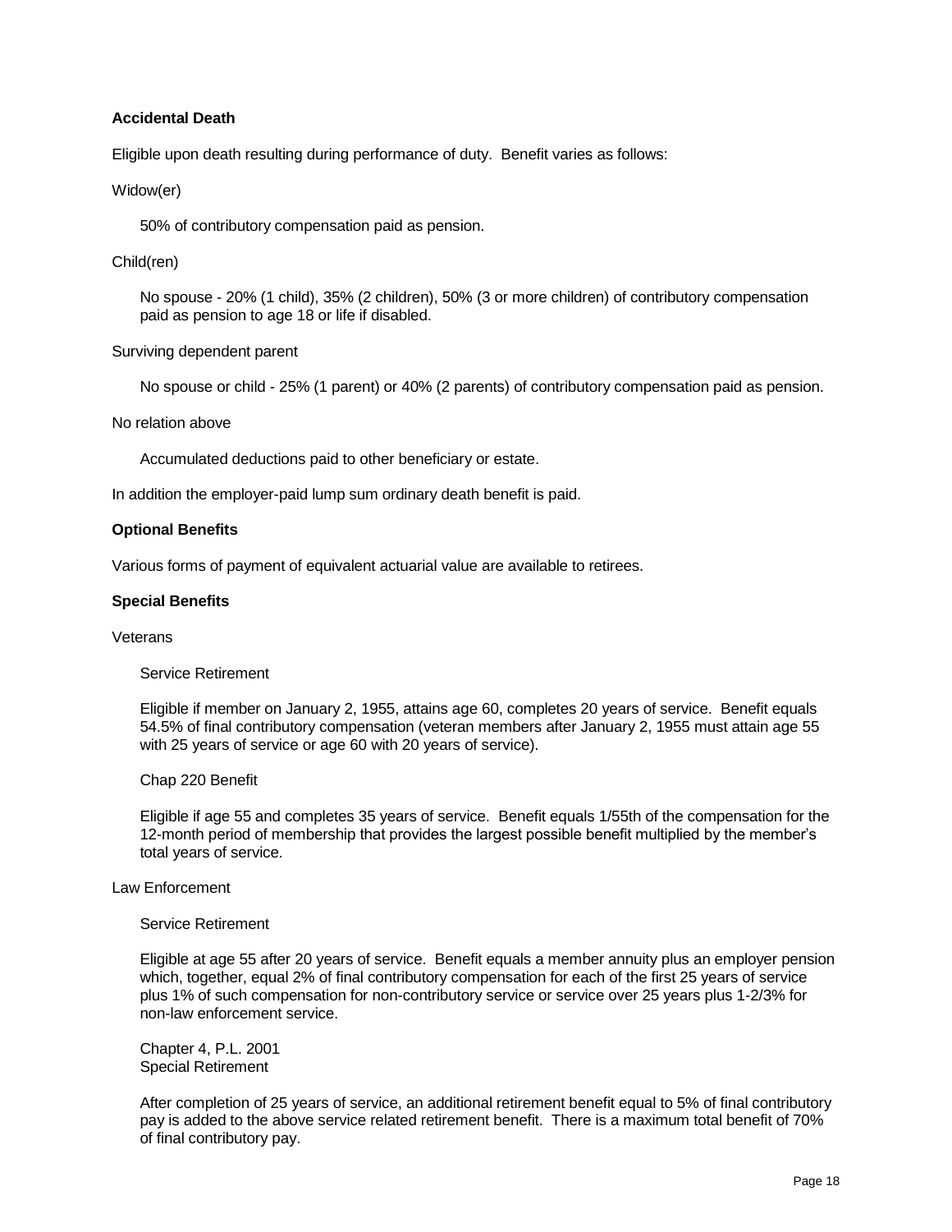**Accidental Death**

Eligible upon death resulting during performance of duty. Benefit varies as follows:

Widow(er)

50% of contributory compensation paid as pension.

Child(ren)

No spouse - 20% (1 child), 35% (2 children), 50% (3 or more children) of contributory compensation paid as pension to age 18 or life if disabled.

Surviving dependent parent

No spouse or child - 25% (1 parent) or 40% (2 parents) of contributory compensation paid as pension.

No relation above

Accumulated deductions paid to other beneficiary or estate.

In addition the employer-paid lump sum ordinary death benefit is paid.

**Optional Benefits**

Various forms of payment of equivalent actuarial value are available to retirees.

**Special Benefits**

Veterans

Service Retirement

Eligible if member on January 2, 1955, attains age 60, completes 20 years of service. Benefit equals 54.5% of final contributory compensation (veteran members after January 2, 1955 must attain age 55 with 25 years of service or age 60 with 20 years of service).

Chap 220 Benefit

Eligible if age 55 and completes 35 years of service. Benefit equals 1/55th of the compensation for the 12-month period of membership that provides the largest possible benefit multiplied by the member's total years of service.

Law Enforcement

Service Retirement

Eligible at age 55 after 20 years of service. Benefit equals a member annuity plus an employer pension which, together, equal 2% of final contributory compensation for each of the first 25 years of service plus 1% of such compensation for non-contributory service or service over 25 years plus 1-2/3% for non-law enforcement service.

Chapter 4, P.L. 2001
Special Retirement

After completion of 25 years of service, an additional retirement benefit equal to 5% of final contributory pay is added to the above service related retirement benefit. There is a maximum total benefit of 70% of final contributory pay.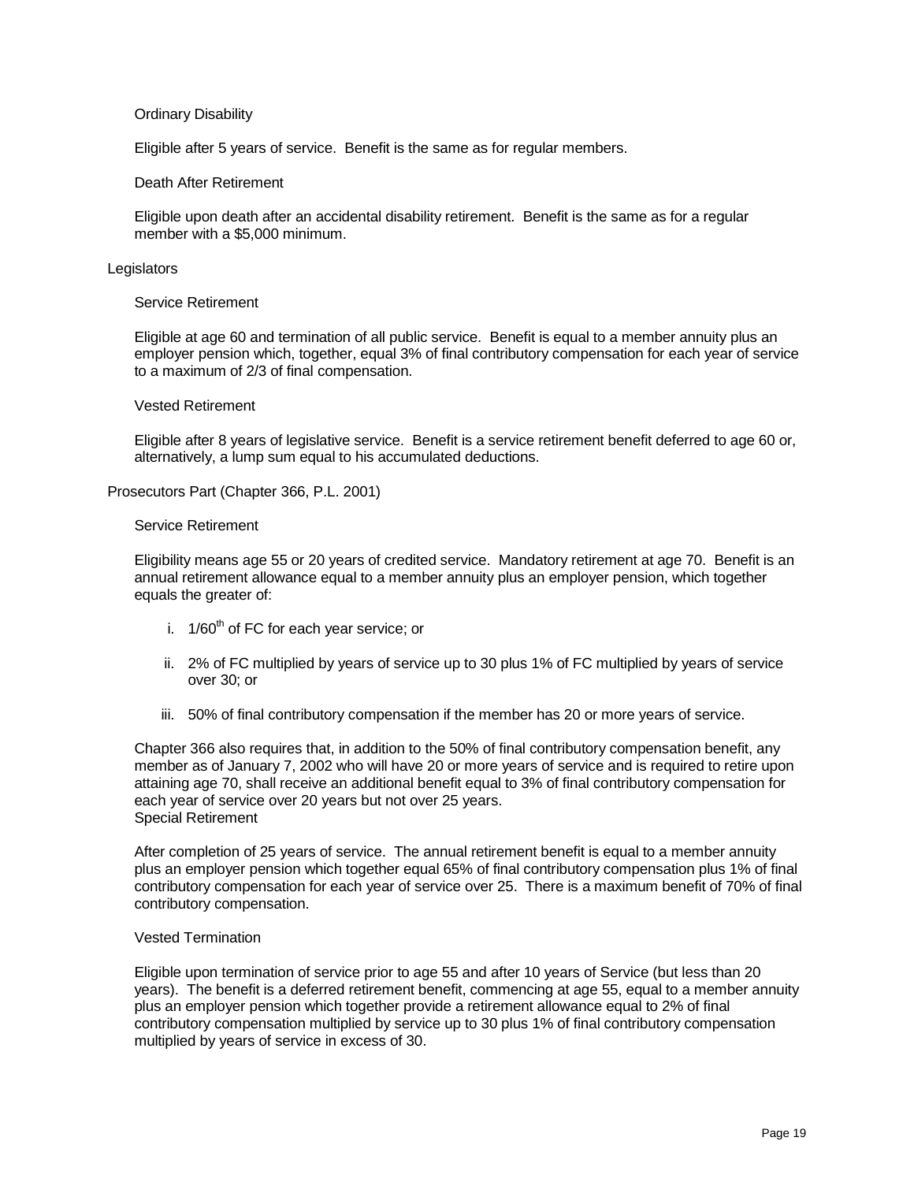### Ordinary Disability

Eligible after 5 years of service. Benefit is the same as for regular members.

### Death After Retirement

Eligible upon death after an accidental disability retirement. Benefit is the same as for a regular member with a $5,000 minimum.

## Legislators

### Service Retirement

Eligible at age 60 and termination of all public service. Benefit is equal to a member annuity plus an employer pension which, together, equal 3% of final contributory compensation for each year of service to a maximum of 2/3 of final compensation.

### Vested Retirement

Eligible after 8 years of legislative service. Benefit is a service retirement benefit deferred to age 60 or, alternatively, a lump sum equal to his accumulated deductions.

## Prosecutors Part (Chapter 366, P.L. 2001)

### Service Retirement

Eligibility means age 55 or 20 years of credited service. Mandatory retirement at age 70. Benefit is an annual retirement allowance equal to a member annuity plus an employer pension, which together equals the greater of:

i. 1/60th of FC for each year service; or

ii. 2% of FC multiplied by years of service up to 30 plus 1% of FC multiplied by years of service over 30; or

iii. 50% of final contributory compensation if the member has 20 or more years of service.

Chapter 366 also requires that, in addition to the 50% of final contributory compensation benefit, any member as of January 7, 2002 who will have 20 or more years of service and is required to retire upon attaining age 70, shall receive an additional benefit equal to 3% of final contributory compensation for each year of service over 20 years but not over 25 years.

### Special Retirement

After completion of 25 years of service. The annual retirement benefit is equal to a member annuity plus an employer pension which together equal 65% of final contributory compensation plus 1% of final contributory compensation for each year of service over 25. There is a maximum benefit of 70% of final contributory compensation.

### Vested Termination

Eligible upon termination of service prior to age 55 and after 10 years of Service (but less than 20 years). The benefit is a deferred retirement benefit, commencing at age 55, equal to a member annuity plus an employer pension which together provide a retirement allowance equal to 2% of final contributory compensation multiplied by service up to 30 plus 1% of final contributory compensation multiplied by years of service in excess of 30.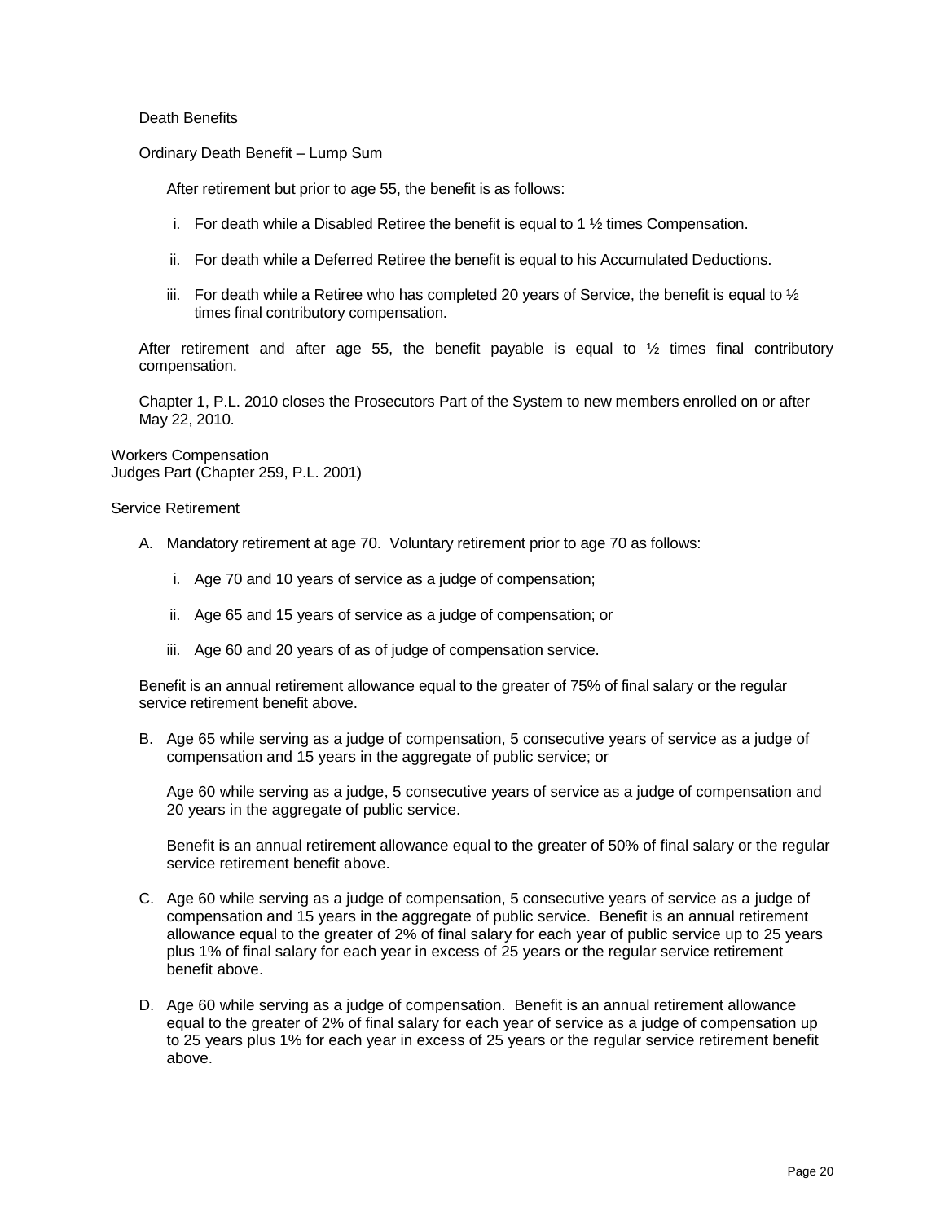Death Benefits

Ordinary Death Benefit – Lump Sum

After retirement but prior to age 55, the benefit is as follows:

i. For death while a Disabled Retiree the benefit is equal to 1 ½ times Compensation.

ii. For death while a Deferred Retiree the benefit is equal to his Accumulated Deductions.

iii. For death while a Retiree who has completed 20 years of Service, the benefit is equal to ½ times final contributory compensation.

After retirement and after age 55, the benefit payable is equal to ½ times final contributory compensation.

Chapter 1, P.L. 2010 closes the Prosecutors Part of the System to new members enrolled on or after May 22, 2010.

Workers Compensation
Judges Part (Chapter 259, P.L. 2001)

Service Retirement

A. Mandatory retirement at age 70. Voluntary retirement prior to age 70 as follows:

   i. Age 70 and 10 years of service as a judge of compensation;

   ii. Age 65 and 15 years of service as a judge of compensation; or

   iii. Age 60 and 20 years of as of judge of compensation service.

Benefit is an annual retirement allowance equal to the greater of 75% of final salary or the regular service retirement benefit above.

B. Age 65 while serving as a judge of compensation, 5 consecutive years of service as a judge of compensation and 15 years in the aggregate of public service; or

   Age 60 while serving as a judge, 5 consecutive years of service as a judge of compensation and 20 years in the aggregate of public service.

   Benefit is an annual retirement allowance equal to the greater of 50% of final salary or the regular service retirement benefit above.

C. Age 60 while serving as a judge of compensation, 5 consecutive years of service as a judge of compensation and 15 years in the aggregate of public service. Benefit is an annual retirement allowance equal to the greater of 2% of final salary for each year of public service up to 25 years plus 1% of final salary for each year in excess of 25 years or the regular service retirement benefit above.

D. Age 60 while serving as a judge of compensation. Benefit is an annual retirement allowance equal to the greater of 2% of final salary for each year of service as a judge of compensation up to 25 years plus 1% for each year in excess of 25 years or the regular service retirement benefit above.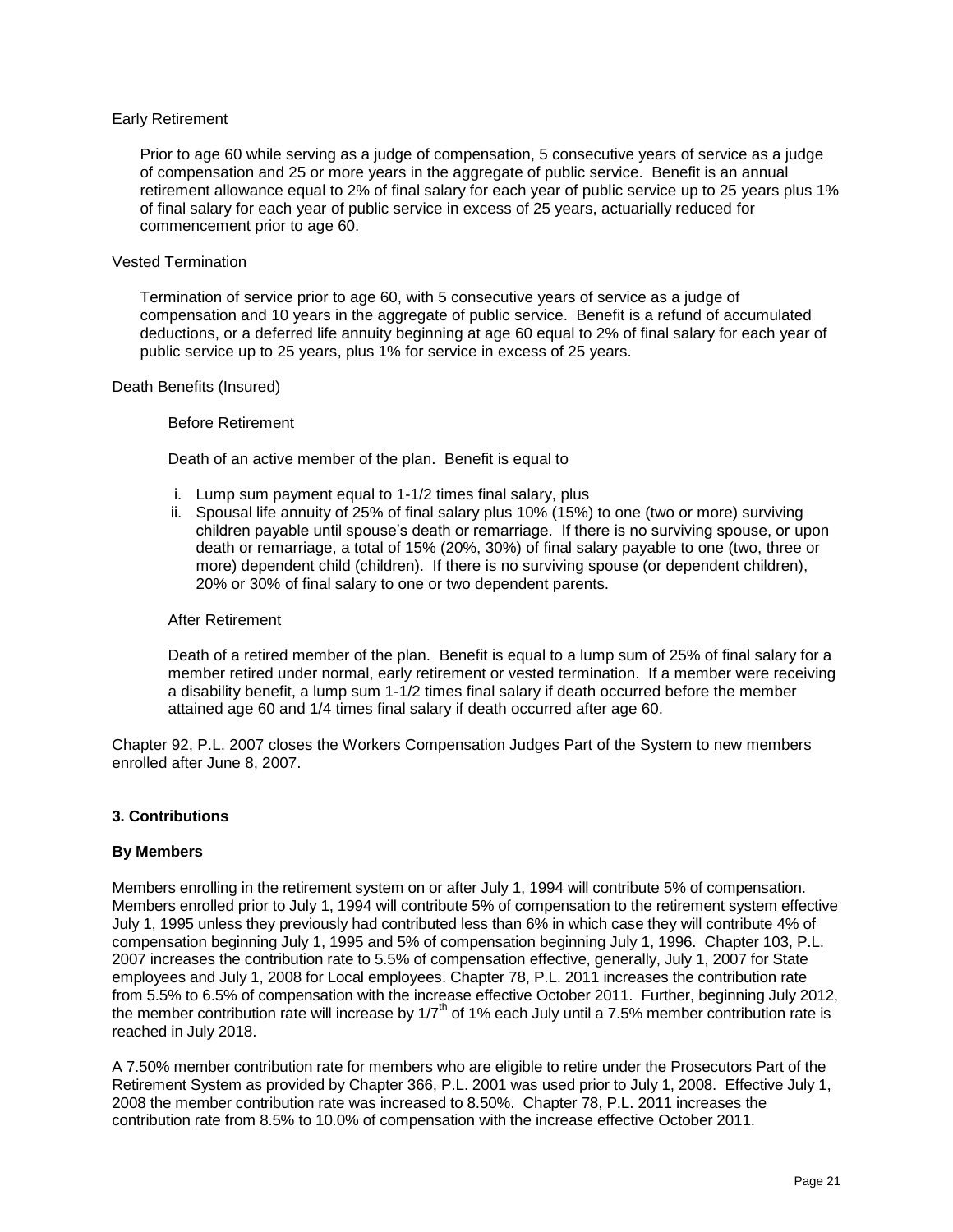Early Retirement

Prior to age 60 while serving as a judge of compensation, 5 consecutive years of service as a judge of compensation and 25 or more years in the aggregate of public service. Benefit is an annual retirement allowance equal to 2% of final salary for each year of public service up to 25 years plus 1% of final salary for each year of public service in excess of 25 years, actuarially reduced for commencement prior to age 60.

Vested Termination

Termination of service prior to age 60, with 5 consecutive years of service as a judge of compensation and 10 years in the aggregate of public service. Benefit is a refund of accumulated deductions, or a deferred life annuity beginning at age 60 equal to 2% of final salary for each year of public service up to 25 years, plus 1% for service in excess of 25 years.

Death Benefits (Insured)

Before Retirement

Death of an active member of the plan. Benefit is equal to

i. Lump sum payment equal to 1-1/2 times final salary, plus
ii. Spousal life annuity of 25% of final salary plus 10% (15%) to one (two or more) surviving children payable until spouse's death or remarriage. If there is no surviving spouse, or upon death or remarriage, a total of 15% (20%, 30%) of final salary payable to one (two, three or more) dependent child (children). If there is no surviving spouse (or dependent children), 20% or 30% of final salary to one or two dependent parents.

After Retirement

Death of a retired member of the plan. Benefit is equal to a lump sum of 25% of final salary for a member retired under normal, early retirement or vested termination. If a member were receiving a disability benefit, a lump sum 1-1/2 times final salary if death occurred before the member attained age 60 and 1/4 times final salary if death occurred after age 60.

Chapter 92, P.L. 2007 closes the Workers Compensation Judges Part of the System to new members enrolled after June 8, 2007.

**3. Contributions**

**By Members**

Members enrolling in the retirement system on or after July 1, 1994 will contribute 5% of compensation. Members enrolled prior to July 1, 1994 will contribute 5% of compensation to the retirement system effective July 1, 1995 unless they previously had contributed less than 6% in which case they will contribute 4% of compensation beginning July 1, 1995 and 5% of compensation beginning July 1, 1996. Chapter 103, P.L. 2007 increases the contribution rate to 5.5% of compensation effective, generally, July 1, 2007 for State employees and July 1, 2008 for Local employees. Chapter 78, P.L. 2011 increases the contribution rate from 5.5% to 6.5% of compensation with the increase effective October 2011. Further, beginning July 2012, the member contribution rate will increase by 1/7th of 1% each July until a 7.5% member contribution rate is reached in July 2018.

A 7.50% member contribution rate for members who are eligible to retire under the Prosecutors Part of the Retirement System as provided by Chapter 366, P.L. 2001 was used prior to July 1, 2008. Effective July 1, 2008 the member contribution rate was increased to 8.50%. Chapter 78, P.L. 2011 increases the contribution rate from 8.5% to 10.0% of compensation with the increase effective October 2011.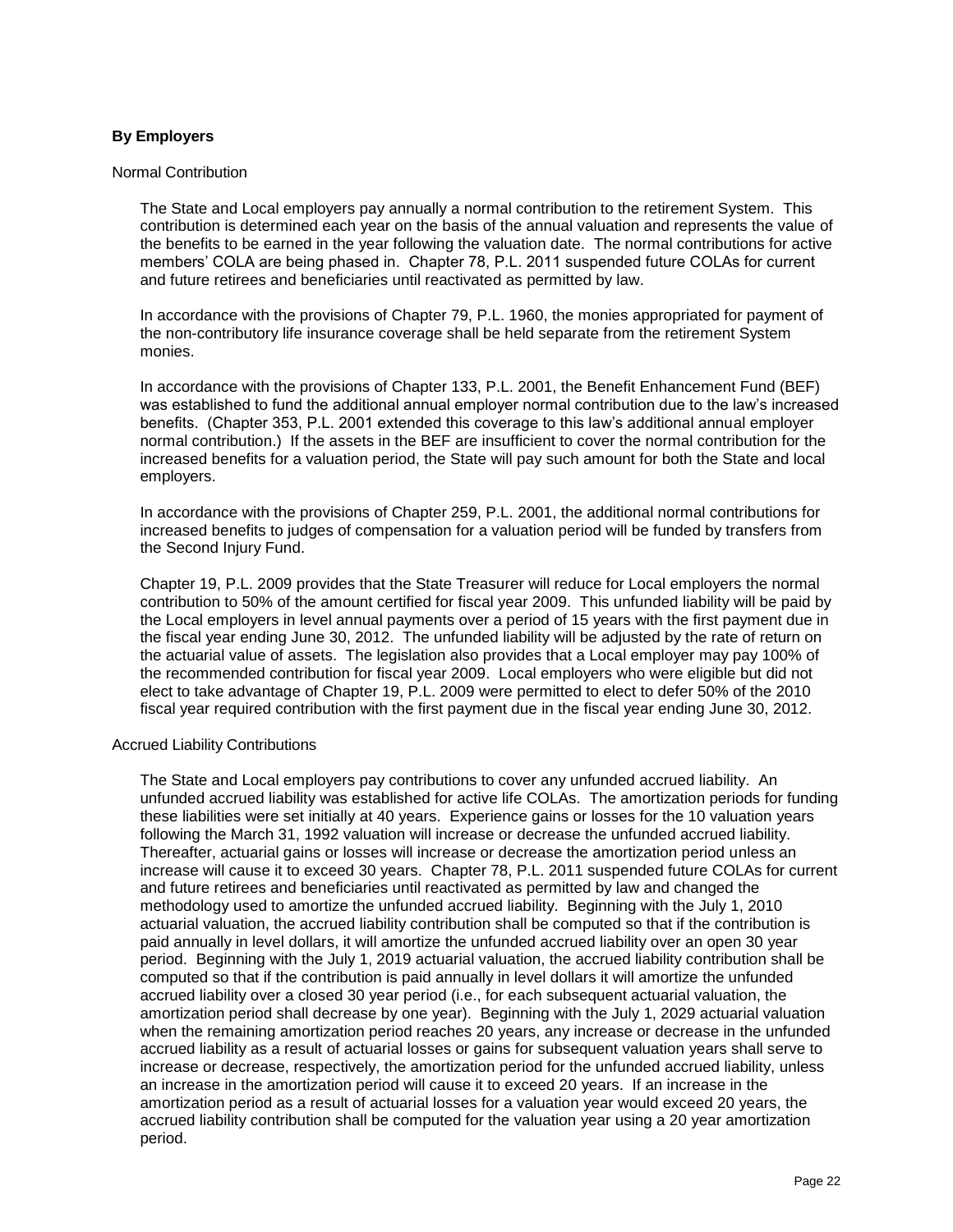### By Employers

Normal Contribution

The State and Local employers pay annually a normal contribution to the retirement System. This contribution is determined each year on the basis of the annual valuation and represents the value of the benefits to be earned in the year following the valuation date. The normal contributions for active members' COLA are being phased in. Chapter 78, P.L. 2011 suspended future COLAs for current and future retirees and beneficiaries until reactivated as permitted by law.

In accordance with the provisions of Chapter 79, P.L. 1960, the monies appropriated for payment of the non-contributory life insurance coverage shall be held separate from the retirement System monies.

In accordance with the provisions of Chapter 133, P.L. 2001, the Benefit Enhancement Fund (BEF) was established to fund the additional annual employer normal contribution due to the law's increased benefits. (Chapter 353, P.L. 2001 extended this coverage to this law's additional annual employer normal contribution.) If the assets in the BEF are insufficient to cover the normal contribution for the increased benefits for a valuation period, the State will pay such amount for both the State and local employers.

In accordance with the provisions of Chapter 259, P.L. 2001, the additional normal contributions for increased benefits to judges of compensation for a valuation period will be funded by transfers from the Second Injury Fund.

Chapter 19, P.L. 2009 provides that the State Treasurer will reduce for Local employers the normal contribution to 50% of the amount certified for fiscal year 2009. This unfunded liability will be paid by the Local employers in level annual payments over a period of 15 years with the first payment due in the fiscal year ending June 30, 2012. The unfunded liability will be adjusted by the rate of return on the actuarial value of assets. The legislation also provides that a Local employer may pay 100% of the recommended contribution for fiscal year 2009. Local employers who were eligible but did not elect to take advantage of Chapter 19, P.L. 2009 were permitted to elect to defer 50% of the 2010 fiscal year required contribution with the first payment due in the fiscal year ending June 30, 2012.

Accrued Liability Contributions

The State and Local employers pay contributions to cover any unfunded accrued liability. An unfunded accrued liability was established for active life COLAs. The amortization periods for funding these liabilities were set initially at 40 years. Experience gains or losses for the 10 valuation years following the March 31, 1992 valuation will increase or decrease the unfunded accrued liability. Thereafter, actuarial gains or losses will increase or decrease the amortization period unless an increase will cause it to exceed 30 years. Chapter 78, P.L. 2011 suspended future COLAs for current and future retirees and beneficiaries until reactivated as permitted by law and changed the methodology used to amortize the unfunded accrued liability. Beginning with the July 1, 2010 actuarial valuation, the accrued liability contribution shall be computed so that if the contribution is paid annually in level dollars, it will amortize the unfunded accrued liability over an open 30 year period. Beginning with the July 1, 2019 actuarial valuation, the accrued liability contribution shall be computed so that if the contribution is paid annually in level dollars it will amortize the unfunded accrued liability over a closed 30 year period (i.e., for each subsequent actuarial valuation, the amortization period shall decrease by one year). Beginning with the July 1, 2029 actuarial valuation when the remaining amortization period reaches 20 years, any increase or decrease in the unfunded accrued liability as a result of actuarial losses or gains for subsequent valuation years shall serve to increase or decrease, respectively, the amortization period for the unfunded accrued liability, unless an increase in the amortization period will cause it to exceed 20 years. If an increase in the amortization period as a result of actuarial losses for a valuation year would exceed 20 years, the accrued liability contribution shall be computed for the valuation year using a 20 year amortization period.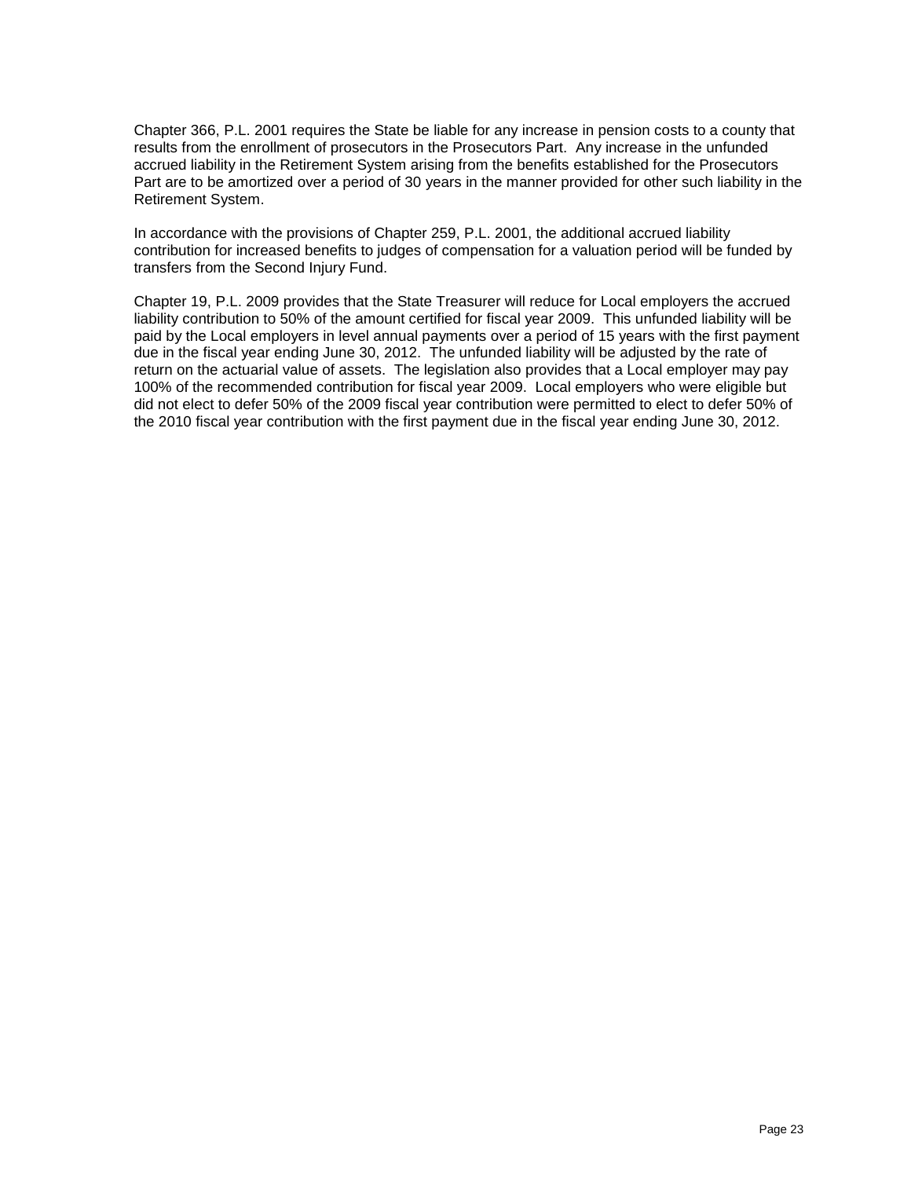Chapter 366, P.L. 2001 requires the State be liable for any increase in pension costs to a county that results from the enrollment of prosecutors in the Prosecutors Part. Any increase in the unfunded accrued liability in the Retirement System arising from the benefits established for the Prosecutors Part are to be amortized over a period of 30 years in the manner provided for other such liability in the Retirement System.

In accordance with the provisions of Chapter 259, P.L. 2001, the additional accrued liability contribution for increased benefits to judges of compensation for a valuation period will be funded by transfers from the Second Injury Fund.

Chapter 19, P.L. 2009 provides that the State Treasurer will reduce for Local employers the accrued liability contribution to 50% of the amount certified for fiscal year 2009. This unfunded liability will be paid by the Local employers in level annual payments over a period of 15 years with the first payment due in the fiscal year ending June 30, 2012. The unfunded liability will be adjusted by the rate of return on the actuarial value of assets. The legislation also provides that a Local employer may pay 100% of the recommended contribution for fiscal year 2009. Local employers who were eligible but did not elect to defer 50% of the 2009 fiscal year contribution were permitted to elect to defer 50% of the 2010 fiscal year contribution with the first payment due in the fiscal year ending June 30, 2012.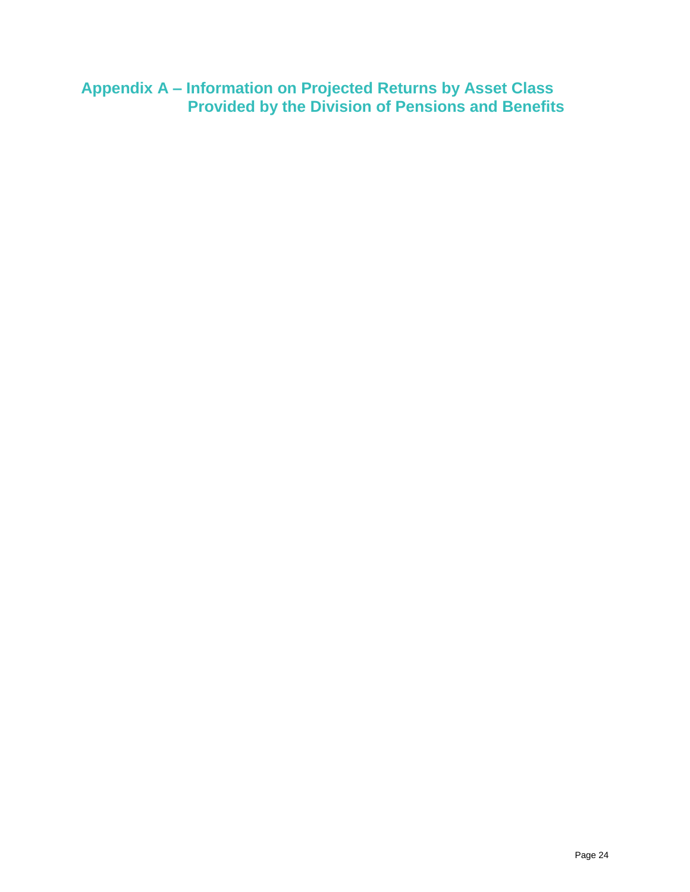# Appendix A – Information on Projected Returns by Asset Class Provided by the Division of Pensions and Benefits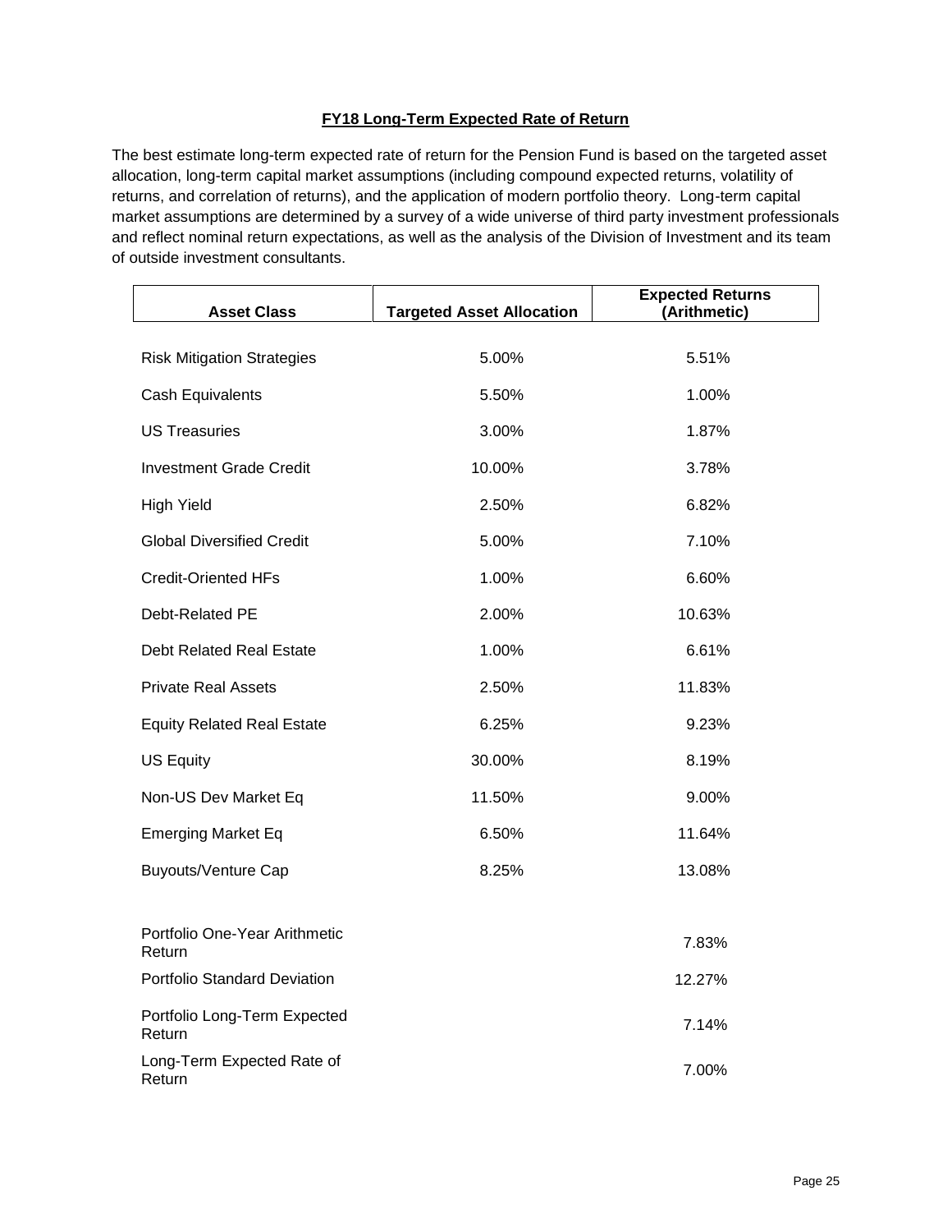## FY18 Long-Term Expected Rate of Return

The best estimate long-term expected rate of return for the Pension Fund is based on the targeted asset allocation, long-term capital market assumptions (including compound expected returns, volatility of returns, and correlation of returns), and the application of modern portfolio theory. Long-term capital market assumptions are determined by a survey of a wide universe of third party investment professionals and reflect nominal return expectations, as well as the analysis of the Division of Investment and its team of outside investment consultants.

| Asset Class | Targeted Asset Allocation | Expected Returns (Arithmetic) |
|---|---|---|
| Risk Mitigation Strategies | 5.00% | 5.51% |
| Cash Equivalents | 5.50% | 1.00% |
| US Treasuries | 3.00% | 1.87% |
| Investment Grade Credit | 10.00% | 3.78% |
| High Yield | 2.50% | 6.82% |
| Global Diversified Credit | 5.00% | 7.10% |
| Credit-Oriented HFs | 1.00% | 6.60% |
| Debt-Related PE | 2.00% | 10.63% |
| Debt Related Real Estate | 1.00% | 6.61% |
| Private Real Assets | 2.50% | 11.83% |
| Equity Related Real Estate | 6.25% | 9.23% |
| US Equity | 30.00% | 8.19% |
| Non-US Dev Market Eq | 11.50% | 9.00% |
| Emerging Market Eq | 6.50% | 11.64% |
| Buyouts/Venture Cap | 8.25% | 13.08% |
| | | |
| Portfolio One-Year Arithmetic Return | | 7.83% |
| Portfolio Standard Deviation | | 12.27% |
| Portfolio Long-Term Expected Return | | 7.14% |
| Long-Term Expected Rate of Return | | 7.00% |